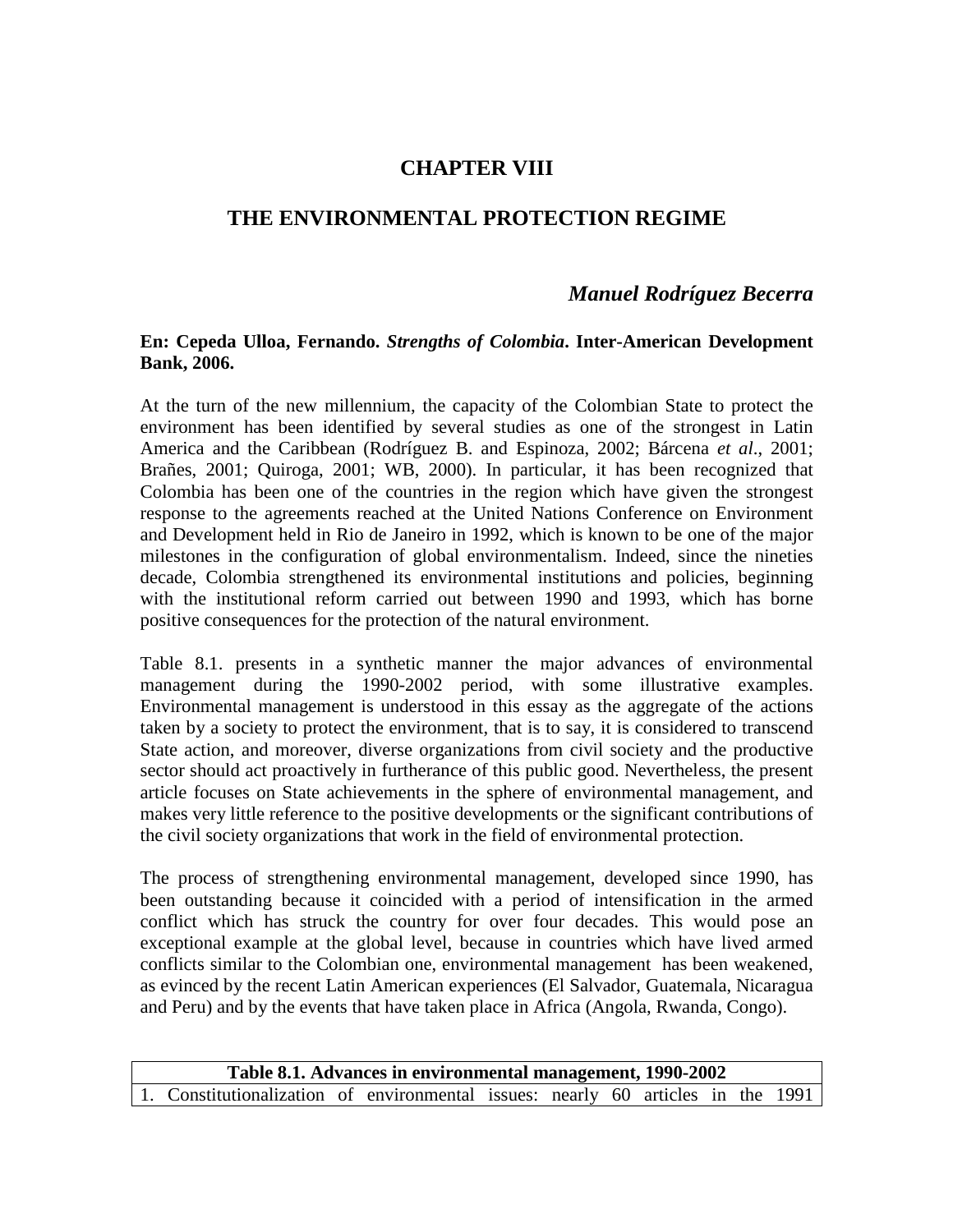# CHAPTER VIII

## THE ENVIRONMENTAL PROTECTION REGIME

***Manuel Rodríguez Becerra***

**En: Cepeda Ulloa, Fernando. *Strengths of Colombia*. Inter-American Development Bank, 2006.**

At the turn of the new millennium, the capacity of the Colombian State to protect the environment has been identified by several studies as one of the strongest in Latin America and the Caribbean (Rodríguez B. and Espinoza, 2002; Bárcena *et al*., 2001; Brañes, 2001; Quiroga, 2001; WB, 2000). In particular, it has been recognized that Colombia has been one of the countries in the region which have given the strongest response to the agreements reached at the United Nations Conference on Environment and Development held in Rio de Janeiro in 1992, which is known to be one of the major milestones in the configuration of global environmentalism. Indeed, since the nineties decade, Colombia strengthened its environmental institutions and policies, beginning with the institutional reform carried out between 1990 and 1993, which has borne positive consequences for the protection of the natural environment.

Table 8.1. presents in a synthetic manner the major advances of environmental management during the 1990-2002 period, with some illustrative examples. Environmental management is understood in this essay as the aggregate of the actions taken by a society to protect the environment, that is to say, it is considered to transcend State action, and moreover, diverse organizations from civil society and the productive sector should act proactively in furtherance of this public good. Nevertheless, the present article focuses on State achievements in the sphere of environmental management, and makes very little reference to the positive developments or the significant contributions of the civil society organizations that work in the field of environmental protection.

The process of strengthening environmental management, developed since 1990, has been outstanding because it coincided with a period of intensification in the armed conflict which has struck the country for over four decades. This would pose an exceptional example at the global level, because in countries which have lived armed conflicts similar to the Colombian one, environmental management has been weakened, as evinced by the recent Latin American experiences (El Salvador, Guatemala, Nicaragua and Peru) and by the events that have taken place in Africa (Angola, Rwanda, Congo).

| **Table 8.1. Advances in environmental management, 1990-2002** |
| --- |
| 1. Constitutionalization of environmental issues: nearly 60 articles in the 1991 |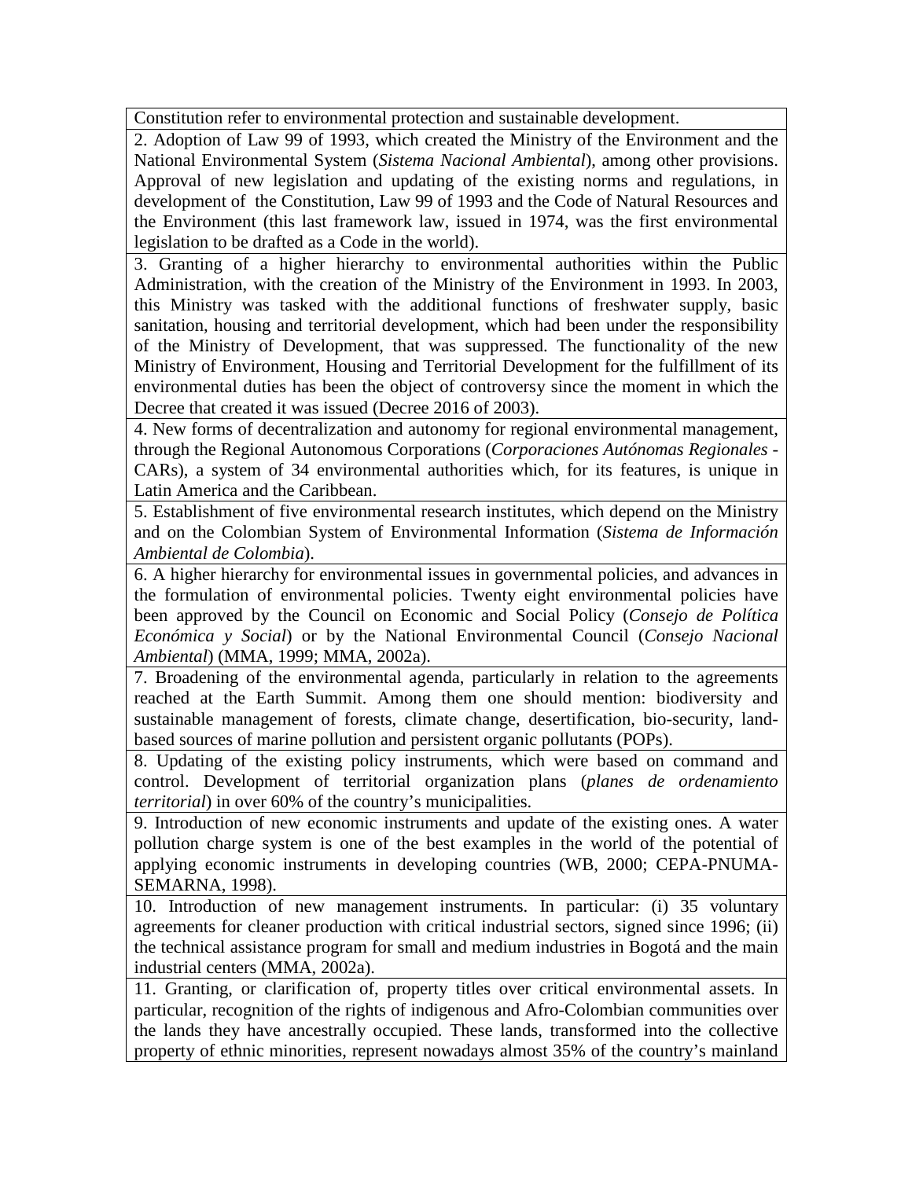| |
|---|
| Constitution refer to environmental protection and sustainable development. |
| 2. Adoption of Law 99 of 1993, which created the Ministry of the Environment and the National Environmental System (*Sistema Nacional Ambiental*), among other provisions. Approval of new legislation and updating of the existing norms and regulations, in development of the Constitution, Law 99 of 1993 and the Code of Natural Resources and the Environment (this last framework law, issued in 1974, was the first environmental legislation to be drafted as a Code in the world). |
| 3. Granting of a higher hierarchy to environmental authorities within the Public Administration, with the creation of the Ministry of the Environment in 1993. In 2003, this Ministry was tasked with the additional functions of freshwater supply, basic sanitation, housing and territorial development, which had been under the responsibility of the Ministry of Development, that was suppressed. The functionality of the new Ministry of Environment, Housing and Territorial Development for the fulfillment of its environmental duties has been the object of controversy since the moment in which the Decree that created it was issued (Decree 2016 of 2003). |
| 4. New forms of decentralization and autonomy for regional environmental management, through the Regional Autonomous Corporations (*Corporaciones Autónomas Regionales* - CARs), a system of 34 environmental authorities which, for its features, is unique in Latin America and the Caribbean. |
| 5. Establishment of five environmental research institutes, which depend on the Ministry and on the Colombian System of Environmental Information (*Sistema de Información Ambiental de Colombia*). |
| 6. A higher hierarchy for environmental issues in governmental policies, and advances in the formulation of environmental policies. Twenty eight environmental policies have been approved by the Council on Economic and Social Policy (*Consejo de Política Económica y Social*) or by the National Environmental Council (*Consejo Nacional Ambiental*) (MMA, 1999; MMA, 2002a). |
| 7. Broadening of the environmental agenda, particularly in relation to the agreements reached at the Earth Summit. Among them one should mention: biodiversity and sustainable management of forests, climate change, desertification, bio-security, land-based sources of marine pollution and persistent organic pollutants (POPs). |
| 8. Updating of the existing policy instruments, which were based on command and control. Development of territorial organization plans (*planes de ordenamiento territorial*) in over 60% of the country's municipalities. |
| 9. Introduction of new economic instruments and update of the existing ones. A water pollution charge system is one of the best examples in the world of the potential of applying economic instruments in developing countries (WB, 2000; CEPA-PNUMA-SEMARNA, 1998). |
| 10. Introduction of new management instruments. In particular: (i) 35 voluntary agreements for cleaner production with critical industrial sectors, signed since 1996; (ii) the technical assistance program for small and medium industries in Bogotá and the main industrial centers (MMA, 2002a). |
| 11. Granting, or clarification of, property titles over critical environmental assets. In particular, recognition of the rights of indigenous and Afro-Colombian communities over the lands they have ancestrally occupied. These lands, transformed into the collective property of ethnic minorities, represent nowadays almost 35% of the country's mainland |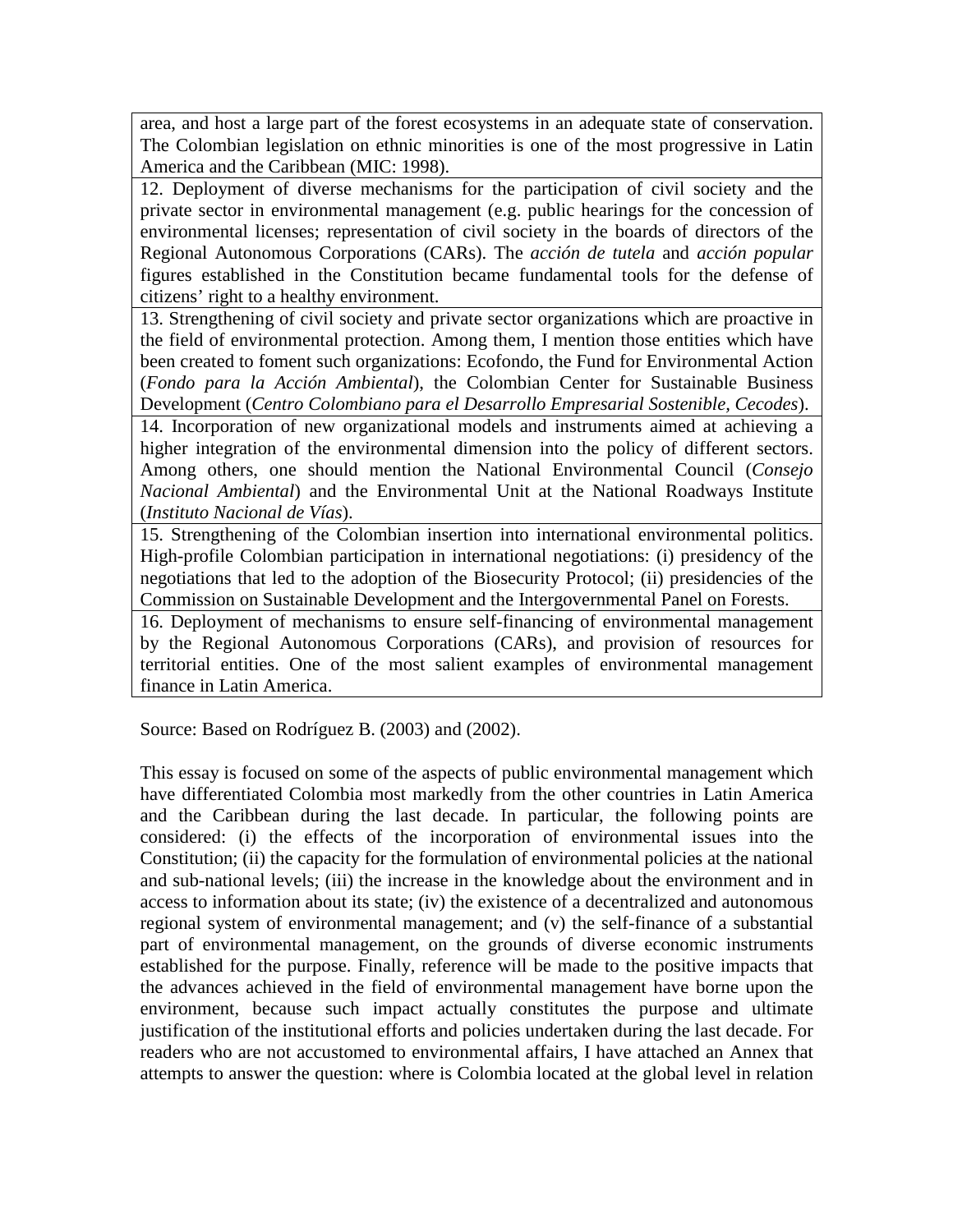| |
|---|
| area, and host a large part of the forest ecosystems in an adequate state of conservation. The Colombian legislation on ethnic minorities is one of the most progressive in Latin America and the Caribbean (MIC: 1998). |
| 12. Deployment of diverse mechanisms for the participation of civil society and the private sector in environmental management (e.g. public hearings for the concession of environmental licenses; representation of civil society in the boards of directors of the Regional Autonomous Corporations (CARs). The *acción de tutela* and *acción popular* figures established in the Constitution became fundamental tools for the defense of citizens' right to a healthy environment. |
| 13. Strengthening of civil society and private sector organizations which are proactive in the field of environmental protection. Among them, I mention those entities which have been created to foment such organizations: Ecofondo, the Fund for Environmental Action (*Fondo para la Acción Ambiental*), the Colombian Center for Sustainable Business Development (*Centro Colombiano para el Desarrollo Empresarial Sostenible, Cecodes*). |
| 14. Incorporation of new organizational models and instruments aimed at achieving a higher integration of the environmental dimension into the policy of different sectors. Among others, one should mention the National Environmental Council (*Consejo Nacional Ambiental*) and the Environmental Unit at the National Roadways Institute (*Instituto Nacional de Vías*). |
| 15. Strengthening of the Colombian insertion into international environmental politics. High-profile Colombian participation in international negotiations: (i) presidency of the negotiations that led to the adoption of the Biosecurity Protocol; (ii) presidencies of the Commission on Sustainable Development and the Intergovernmental Panel on Forests. |
| 16. Deployment of mechanisms to ensure self-financing of environmental management by the Regional Autonomous Corporations (CARs), and provision of resources for territorial entities. One of the most salient examples of environmental management finance in Latin America. |

Source: Based on Rodríguez B. (2003) and (2002).

This essay is focused on some of the aspects of public environmental management which have differentiated Colombia most markedly from the other countries in Latin America and the Caribbean during the last decade. In particular, the following points are considered: (i) the effects of the incorporation of environmental issues into the Constitution; (ii) the capacity for the formulation of environmental policies at the national and sub-national levels; (iii) the increase in the knowledge about the environment and in access to information about its state; (iv) the existence of a decentralized and autonomous regional system of environmental management; and (v) the self-finance of a substantial part of environmental management, on the grounds of diverse economic instruments established for the purpose. Finally, reference will be made to the positive impacts that the advances achieved in the field of environmental management have borne upon the environment, because such impact actually constitutes the purpose and ultimate justification of the institutional efforts and policies undertaken during the last decade. For readers who are not accustomed to environmental affairs, I have attached an Annex that attempts to answer the question: where is Colombia located at the global level in relation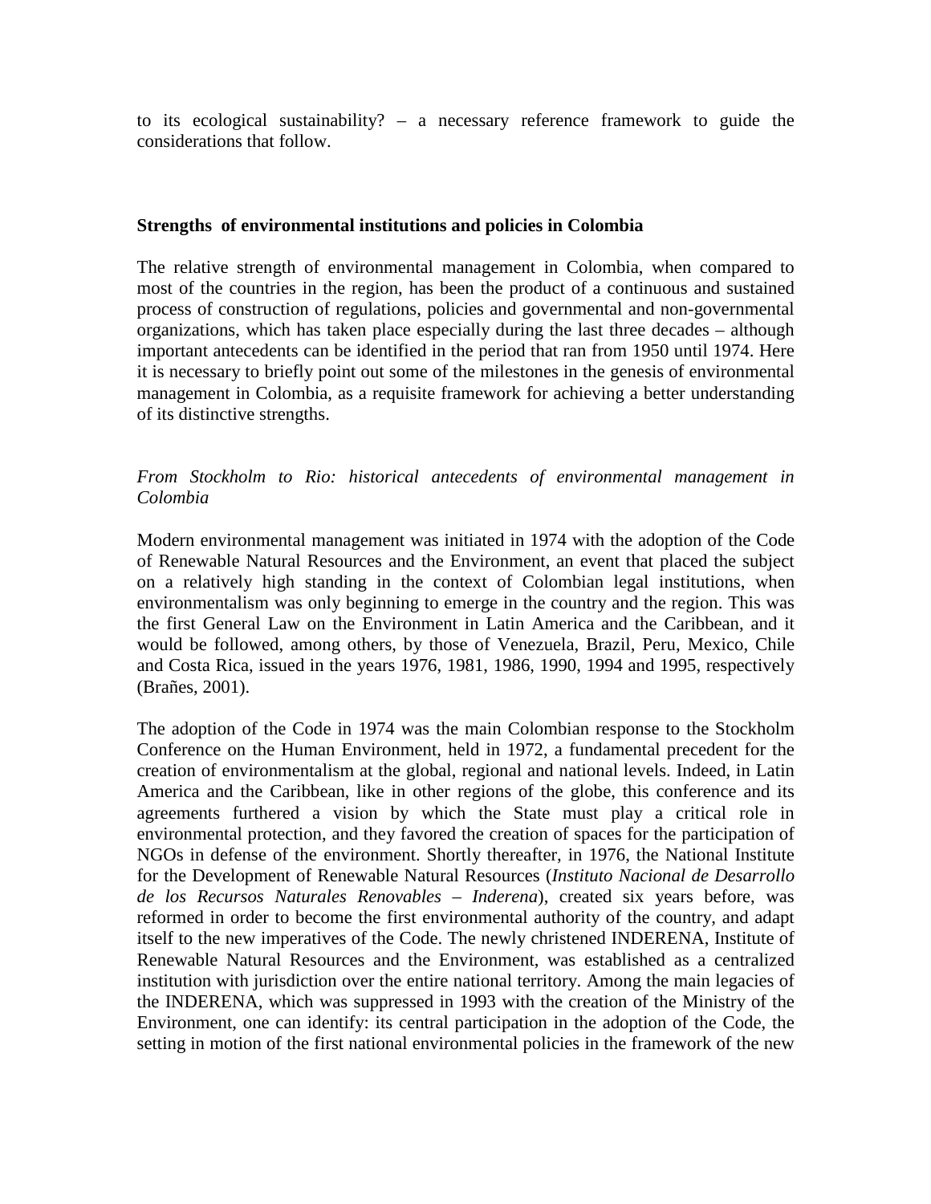to its ecological sustainability? – a necessary reference framework to guide the considerations that follow.

## Strengths of environmental institutions and policies in Colombia

The relative strength of environmental management in Colombia, when compared to most of the countries in the region, has been the product of a continuous and sustained process of construction of regulations, policies and governmental and non-governmental organizations, which has taken place especially during the last three decades – although important antecedents can be identified in the period that ran from 1950 until 1974. Here it is necessary to briefly point out some of the milestones in the genesis of environmental management in Colombia, as a requisite framework for achieving a better understanding of its distinctive strengths.

### *From Stockholm to Rio: historical antecedents of environmental management in Colombia*

Modern environmental management was initiated in 1974 with the adoption of the Code of Renewable Natural Resources and the Environment, an event that placed the subject on a relatively high standing in the context of Colombian legal institutions, when environmentalism was only beginning to emerge in the country and the region. This was the first General Law on the Environment in Latin America and the Caribbean, and it would be followed, among others, by those of Venezuela, Brazil, Peru, Mexico, Chile and Costa Rica, issued in the years 1976, 1981, 1986, 1990, 1994 and 1995, respectively (Brañes, 2001).

The adoption of the Code in 1974 was the main Colombian response to the Stockholm Conference on the Human Environment, held in 1972, a fundamental precedent for the creation of environmentalism at the global, regional and national levels. Indeed, in Latin America and the Caribbean, like in other regions of the globe, this conference and its agreements furthered a vision by which the State must play a critical role in environmental protection, and they favored the creation of spaces for the participation of NGOs in defense of the environment. Shortly thereafter, in 1976, the National Institute for the Development of Renewable Natural Resources (*Instituto Nacional de Desarrollo de los Recursos Naturales Renovables – Inderena*), created six years before, was reformed in order to become the first environmental authority of the country, and adapt itself to the new imperatives of the Code. The newly christened INDERENA, Institute of Renewable Natural Resources and the Environment, was established as a centralized institution with jurisdiction over the entire national territory. Among the main legacies of the INDERENA, which was suppressed in 1993 with the creation of the Ministry of the Environment, one can identify: its central participation in the adoption of the Code, the setting in motion of the first national environmental policies in the framework of the new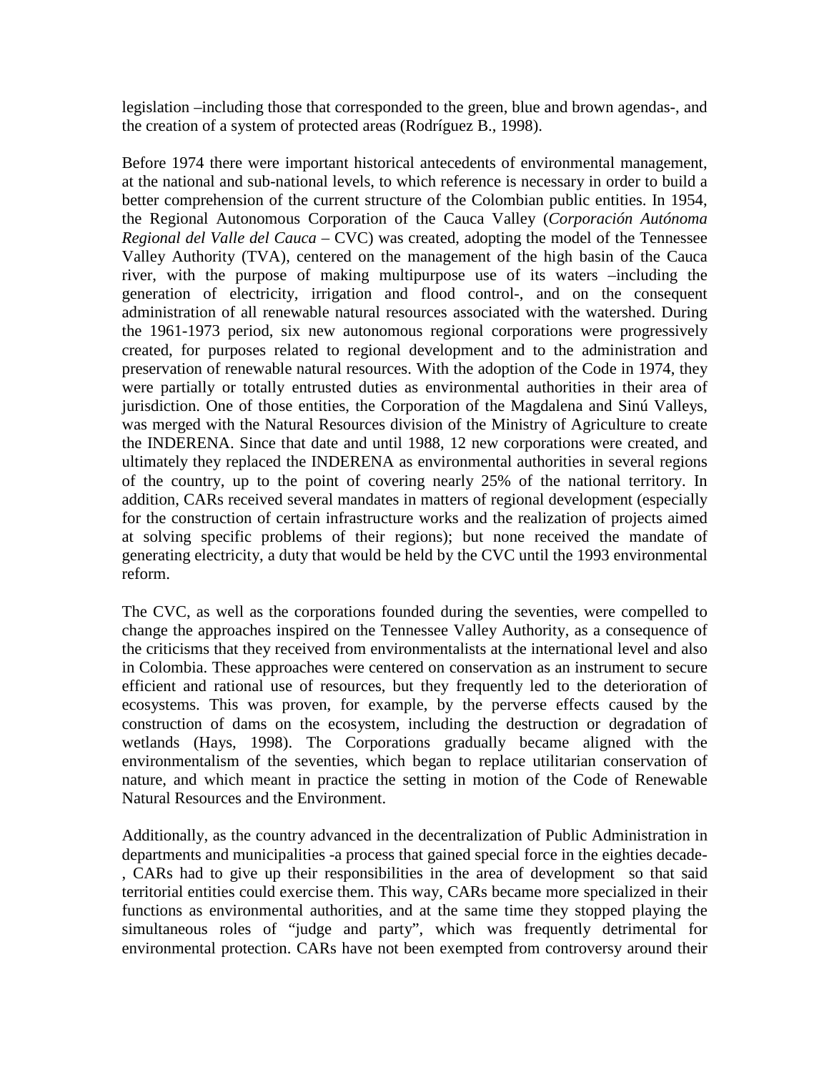legislation –including those that corresponded to the green, blue and brown agendas-, and the creation of a system of protected areas (Rodríguez B., 1998).

Before 1974 there were important historical antecedents of environmental management, at the national and sub-national levels, to which reference is necessary in order to build a better comprehension of the current structure of the Colombian public entities. In 1954, the Regional Autonomous Corporation of the Cauca Valley (*Corporación Autónoma Regional del Valle del Cauca* – CVC) was created, adopting the model of the Tennessee Valley Authority (TVA), centered on the management of the high basin of the Cauca river, with the purpose of making multipurpose use of its waters –including the generation of electricity, irrigation and flood control-, and on the consequent administration of all renewable natural resources associated with the watershed. During the 1961-1973 period, six new autonomous regional corporations were progressively created, for purposes related to regional development and to the administration and preservation of renewable natural resources. With the adoption of the Code in 1974, they were partially or totally entrusted duties as environmental authorities in their area of jurisdiction. One of those entities, the Corporation of the Magdalena and Sinú Valleys, was merged with the Natural Resources division of the Ministry of Agriculture to create the INDERENA. Since that date and until 1988, 12 new corporations were created, and ultimately they replaced the INDERENA as environmental authorities in several regions of the country, up to the point of covering nearly 25% of the national territory. In addition, CARs received several mandates in matters of regional development (especially for the construction of certain infrastructure works and the realization of projects aimed at solving specific problems of their regions); but none received the mandate of generating electricity, a duty that would be held by the CVC until the 1993 environmental reform.

The CVC, as well as the corporations founded during the seventies, were compelled to change the approaches inspired on the Tennessee Valley Authority, as a consequence of the criticisms that they received from environmentalists at the international level and also in Colombia. These approaches were centered on conservation as an instrument to secure efficient and rational use of resources, but they frequently led to the deterioration of ecosystems. This was proven, for example, by the perverse effects caused by the construction of dams on the ecosystem, including the destruction or degradation of wetlands (Hays, 1998). The Corporations gradually became aligned with the environmentalism of the seventies, which began to replace utilitarian conservation of nature, and which meant in practice the setting in motion of the Code of Renewable Natural Resources and the Environment.

Additionally, as the country advanced in the decentralization of Public Administration in departments and municipalities -a process that gained special force in the eighties decade-, CARs had to give up their responsibilities in the area of development so that said territorial entities could exercise them. This way, CARs became more specialized in their functions as environmental authorities, and at the same time they stopped playing the simultaneous roles of "judge and party", which was frequently detrimental for environmental protection. CARs have not been exempted from controversy around their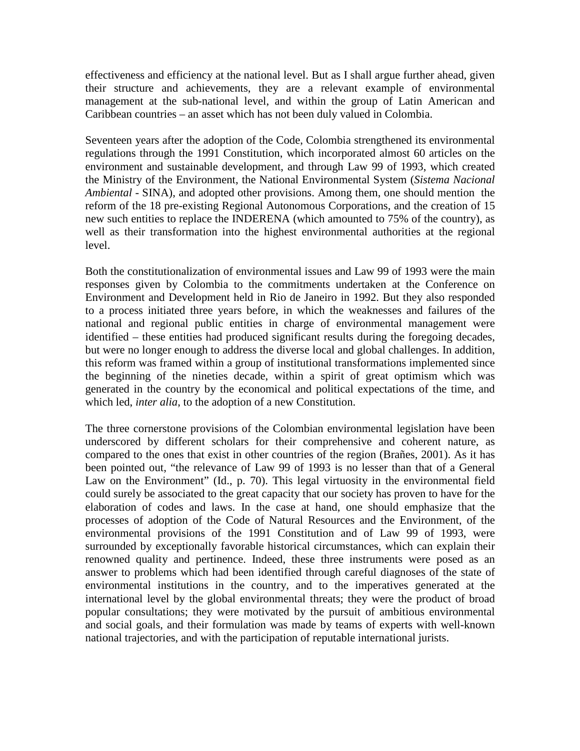effectiveness and efficiency at the national level. But as I shall argue further ahead, given their structure and achievements, they are a relevant example of environmental management at the sub-national level, and within the group of Latin American and Caribbean countries – an asset which has not been duly valued in Colombia.

Seventeen years after the adoption of the Code, Colombia strengthened its environmental regulations through the 1991 Constitution, which incorporated almost 60 articles on the environment and sustainable development, and through Law 99 of 1993, which created the Ministry of the Environment, the National Environmental System (*Sistema Nacional Ambiental* - SINA), and adopted other provisions. Among them, one should mention the reform of the 18 pre-existing Regional Autonomous Corporations, and the creation of 15 new such entities to replace the INDERENA (which amounted to 75% of the country), as well as their transformation into the highest environmental authorities at the regional level.

Both the constitutionalization of environmental issues and Law 99 of 1993 were the main responses given by Colombia to the commitments undertaken at the Conference on Environment and Development held in Rio de Janeiro in 1992. But they also responded to a process initiated three years before, in which the weaknesses and failures of the national and regional public entities in charge of environmental management were identified – these entities had produced significant results during the foregoing decades, but were no longer enough to address the diverse local and global challenges. In addition, this reform was framed within a group of institutional transformations implemented since the beginning of the nineties decade, within a spirit of great optimism which was generated in the country by the economical and political expectations of the time, and which led, *inter alia*, to the adoption of a new Constitution.

The three cornerstone provisions of the Colombian environmental legislation have been underscored by different scholars for their comprehensive and coherent nature, as compared to the ones that exist in other countries of the region (Brañes, 2001). As it has been pointed out, "the relevance of Law 99 of 1993 is no lesser than that of a General Law on the Environment" (Id., p. 70). This legal virtuosity in the environmental field could surely be associated to the great capacity that our society has proven to have for the elaboration of codes and laws. In the case at hand, one should emphasize that the processes of adoption of the Code of Natural Resources and the Environment, of the environmental provisions of the 1991 Constitution and of Law 99 of 1993, were surrounded by exceptionally favorable historical circumstances, which can explain their renowned quality and pertinence. Indeed, these three instruments were posed as an answer to problems which had been identified through careful diagnoses of the state of environmental institutions in the country, and to the imperatives generated at the international level by the global environmental threats; they were the product of broad popular consultations; they were motivated by the pursuit of ambitious environmental and social goals, and their formulation was made by teams of experts with well-known national trajectories, and with the participation of reputable international jurists.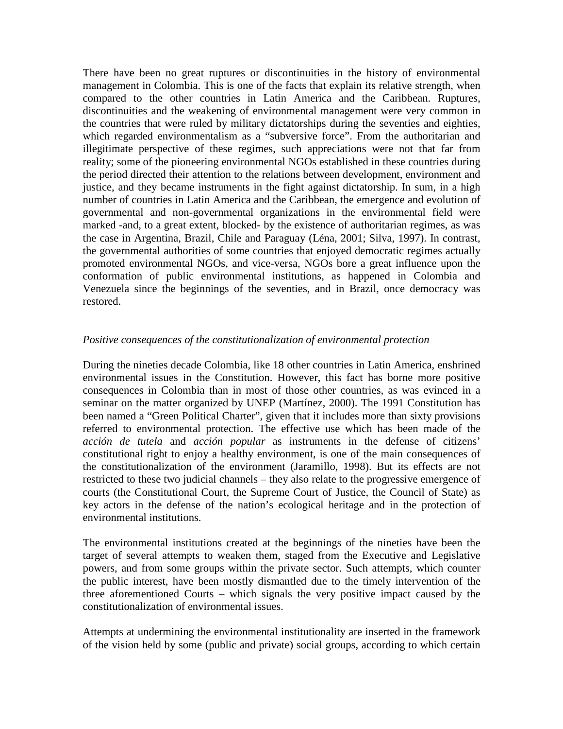There have been no great ruptures or discontinuities in the history of environmental management in Colombia. This is one of the facts that explain its relative strength, when compared to the other countries in Latin America and the Caribbean. Ruptures, discontinuities and the weakening of environmental management were very common in the countries that were ruled by military dictatorships during the seventies and eighties, which regarded environmentalism as a "subversive force". From the authoritarian and illegitimate perspective of these regimes, such appreciations were not that far from reality; some of the pioneering environmental NGOs established in these countries during the period directed their attention to the relations between development, environment and justice, and they became instruments in the fight against dictatorship. In sum, in a high number of countries in Latin America and the Caribbean, the emergence and evolution of governmental and non-governmental organizations in the environmental field were marked -and, to a great extent, blocked- by the existence of authoritarian regimes, as was the case in Argentina, Brazil, Chile and Paraguay (Léna, 2001; Silva, 1997). In contrast, the governmental authorities of some countries that enjoyed democratic regimes actually promoted environmental NGOs, and vice-versa, NGOs bore a great influence upon the conformation of public environmental institutions, as happened in Colombia and Venezuela since the beginnings of the seventies, and in Brazil, once democracy was restored.

*Positive consequences of the constitutionalization of environmental protection*

During the nineties decade Colombia, like 18 other countries in Latin America, enshrined environmental issues in the Constitution. However, this fact has borne more positive consequences in Colombia than in most of those other countries, as was evinced in a seminar on the matter organized by UNEP (Martínez, 2000). The 1991 Constitution has been named a "Green Political Charter", given that it includes more than sixty provisions referred to environmental protection. The effective use which has been made of the *acción de tutela* and *acción popular* as instruments in the defense of citizens' constitutional right to enjoy a healthy environment, is one of the main consequences of the constitutionalization of the environment (Jaramillo, 1998). But its effects are not restricted to these two judicial channels – they also relate to the progressive emergence of courts (the Constitutional Court, the Supreme Court of Justice, the Council of State) as key actors in the defense of the nation's ecological heritage and in the protection of environmental institutions.

The environmental institutions created at the beginnings of the nineties have been the target of several attempts to weaken them, staged from the Executive and Legislative powers, and from some groups within the private sector. Such attempts, which counter the public interest, have been mostly dismantled due to the timely intervention of the three aforementioned Courts – which signals the very positive impact caused by the constitutionalization of environmental issues.

Attempts at undermining the environmental institutionality are inserted in the framework of the vision held by some (public and private) social groups, according to which certain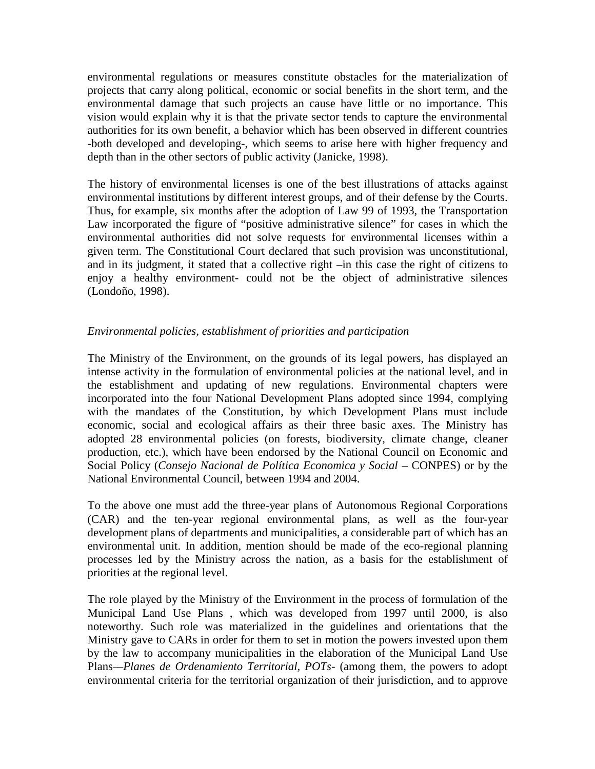environmental regulations or measures constitute obstacles for the materialization of projects that carry along political, economic or social benefits in the short term, and the environmental damage that such projects an cause have little or no importance. This vision would explain why it is that the private sector tends to capture the environmental authorities for its own benefit, a behavior which has been observed in different countries -both developed and developing-, which seems to arise here with higher frequency and depth than in the other sectors of public activity (Janicke, 1998).

The history of environmental licenses is one of the best illustrations of attacks against environmental institutions by different interest groups, and of their defense by the Courts. Thus, for example, six months after the adoption of Law 99 of 1993, the Transportation Law incorporated the figure of "positive administrative silence" for cases in which the environmental authorities did not solve requests for environmental licenses within a given term. The Constitutional Court declared that such provision was unconstitutional, and in its judgment, it stated that a collective right –in this case the right of citizens to enjoy a healthy environment- could not be the object of administrative silences (Londoño, 1998).

*Environmental policies, establishment of priorities and participation*

The Ministry of the Environment, on the grounds of its legal powers, has displayed an intense activity in the formulation of environmental policies at the national level, and in the establishment and updating of new regulations. Environmental chapters were incorporated into the four National Development Plans adopted since 1994, complying with the mandates of the Constitution, by which Development Plans must include economic, social and ecological affairs as their three basic axes. The Ministry has adopted 28 environmental policies (on forests, biodiversity, climate change, cleaner production, etc.), which have been endorsed by the National Council on Economic and Social Policy (*Consejo Nacional de Política Economica y Social* – CONPES) or by the National Environmental Council, between 1994 and 2004.

To the above one must add the three-year plans of Autonomous Regional Corporations (CAR) and the ten-year regional environmental plans, as well as the four-year development plans of departments and municipalities, a considerable part of which has an environmental unit. In addition, mention should be made of the eco-regional planning processes led by the Ministry across the nation, as a basis for the establishment of priorities at the regional level.

The role played by the Ministry of the Environment in the process of formulation of the Municipal Land Use Plans , which was developed from 1997 until 2000, is also noteworthy. Such role was materialized in the guidelines and orientations that the Ministry gave to CARs in order for them to set in motion the powers invested upon them by the law to accompany municipalities in the elaboration of the Municipal Land Use Plans—*Planes de Ordenamiento Territorial, POTs*- (among them, the powers to adopt environmental criteria for the territorial organization of their jurisdiction, and to approve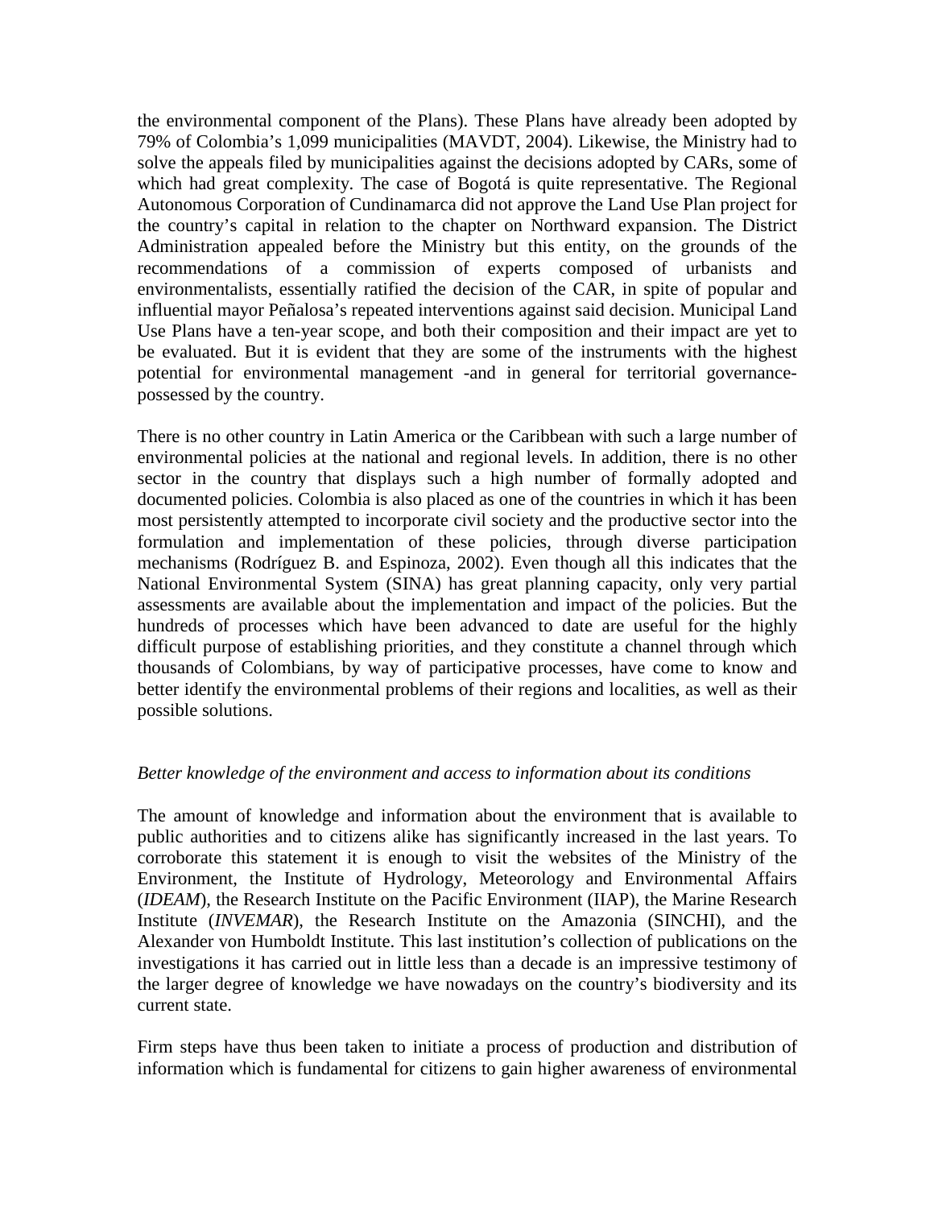the environmental component of the Plans). These Plans have already been adopted by 79% of Colombia's 1,099 municipalities (MAVDT, 2004). Likewise, the Ministry had to solve the appeals filed by municipalities against the decisions adopted by CARs, some of which had great complexity. The case of Bogotá is quite representative. The Regional Autonomous Corporation of Cundinamarca did not approve the Land Use Plan project for the country's capital in relation to the chapter on Northward expansion. The District Administration appealed before the Ministry but this entity, on the grounds of the recommendations of a commission of experts composed of urbanists and environmentalists, essentially ratified the decision of the CAR, in spite of popular and influential mayor Peñalosa's repeated interventions against said decision. Municipal Land Use Plans have a ten-year scope, and both their composition and their impact are yet to be evaluated. But it is evident that they are some of the instruments with the highest potential for environmental management -and in general for territorial governance- possessed by the country.

There is no other country in Latin America or the Caribbean with such a large number of environmental policies at the national and regional levels. In addition, there is no other sector in the country that displays such a high number of formally adopted and documented policies. Colombia is also placed as one of the countries in which it has been most persistently attempted to incorporate civil society and the productive sector into the formulation and implementation of these policies, through diverse participation mechanisms (Rodríguez B. and Espinoza, 2002). Even though all this indicates that the National Environmental System (SINA) has great planning capacity, only very partial assessments are available about the implementation and impact of the policies. But the hundreds of processes which have been advanced to date are useful for the highly difficult purpose of establishing priorities, and they constitute a channel through which thousands of Colombians, by way of participative processes, have come to know and better identify the environmental problems of their regions and localities, as well as their possible solutions.

*Better knowledge of the environment and access to information about its conditions*

The amount of knowledge and information about the environment that is available to public authorities and to citizens alike has significantly increased in the last years. To corroborate this statement it is enough to visit the websites of the Ministry of the Environment, the Institute of Hydrology, Meteorology and Environmental Affairs (*IDEAM*), the Research Institute on the Pacific Environment (IIAP), the Marine Research Institute (*INVEMAR*), the Research Institute on the Amazonia (SINCHI), and the Alexander von Humboldt Institute. This last institution's collection of publications on the investigations it has carried out in little less than a decade is an impressive testimony of the larger degree of knowledge we have nowadays on the country's biodiversity and its current state.

Firm steps have thus been taken to initiate a process of production and distribution of information which is fundamental for citizens to gain higher awareness of environmental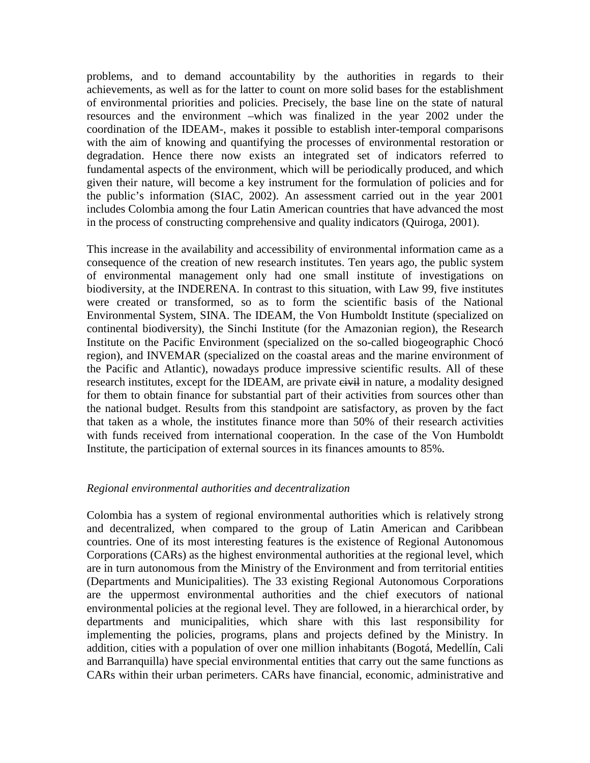problems, and to demand accountability by the authorities in regards to their achievements, as well as for the latter to count on more solid bases for the establishment of environmental priorities and policies. Precisely, the base line on the state of natural resources and the environment –which was finalized in the year 2002 under the coordination of the IDEAM-, makes it possible to establish inter-temporal comparisons with the aim of knowing and quantifying the processes of environmental restoration or degradation. Hence there now exists an integrated set of indicators referred to fundamental aspects of the environment, which will be periodically produced, and which given their nature, will become a key instrument for the formulation of policies and for the public's information (SIAC, 2002). An assessment carried out in the year 2001 includes Colombia among the four Latin American countries that have advanced the most in the process of constructing comprehensive and quality indicators (Quiroga, 2001).

This increase in the availability and accessibility of environmental information came as a consequence of the creation of new research institutes. Ten years ago, the public system of environmental management only had one small institute of investigations on biodiversity, at the INDERENA. In contrast to this situation, with Law 99, five institutes were created or transformed, so as to form the scientific basis of the National Environmental System, SINA. The IDEAM, the Von Humboldt Institute (specialized on continental biodiversity), the Sinchi Institute (for the Amazonian region), the Research Institute on the Pacific Environment (specialized on the so-called biogeographic Chocó region), and INVEMAR (specialized on the coastal areas and the marine environment of the Pacific and Atlantic), nowadays produce impressive scientific results. All of these research institutes, except for the IDEAM, are private ~~civil~~ in nature, a modality designed for them to obtain finance for substantial part of their activities from sources other than the national budget. Results from this standpoint are satisfactory, as proven by the fact that taken as a whole, the institutes finance more than 50% of their research activities with funds received from international cooperation. In the case of the Von Humboldt Institute, the participation of external sources in its finances amounts to 85%.

*Regional environmental authorities and decentralization*

Colombia has a system of regional environmental authorities which is relatively strong and decentralized, when compared to the group of Latin American and Caribbean countries. One of its most interesting features is the existence of Regional Autonomous Corporations (CARs) as the highest environmental authorities at the regional level, which are in turn autonomous from the Ministry of the Environment and from territorial entities (Departments and Municipalities). The 33 existing Regional Autonomous Corporations are the uppermost environmental authorities and the chief executors of national environmental policies at the regional level. They are followed, in a hierarchical order, by departments and municipalities, which share with this last responsibility for implementing the policies, programs, plans and projects defined by the Ministry. In addition, cities with a population of over one million inhabitants (Bogotá, Medellín, Cali and Barranquilla) have special environmental entities that carry out the same functions as CARs within their urban perimeters. CARs have financial, economic, administrative and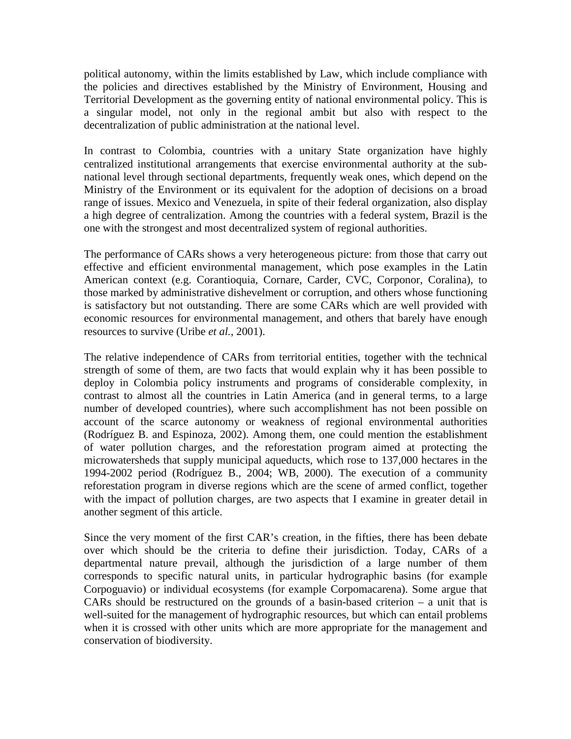political autonomy, within the limits established by Law, which include compliance with the policies and directives established by the Ministry of Environment, Housing and Territorial Development as the governing entity of national environmental policy. This is a singular model, not only in the regional ambit but also with respect to the decentralization of public administration at the national level.

In contrast to Colombia, countries with a unitary State organization have highly centralized institutional arrangements that exercise environmental authority at the sub-national level through sectional departments, frequently weak ones, which depend on the Ministry of the Environment or its equivalent for the adoption of decisions on a broad range of issues. Mexico and Venezuela, in spite of their federal organization, also display a high degree of centralization. Among the countries with a federal system, Brazil is the one with the strongest and most decentralized system of regional authorities.

The performance of CARs shows a very heterogeneous picture: from those that carry out effective and efficient environmental management, which pose examples in the Latin American context (e.g. Corantioquia, Cornare, Carder, CVC, Corponor, Coralina), to those marked by administrative dishevelment or corruption, and others whose functioning is satisfactory but not outstanding. There are some CARs which are well provided with economic resources for environmental management, and others that barely have enough resources to survive (Uribe *et al.*, 2001).

The relative independence of CARs from territorial entities, together with the technical strength of some of them, are two facts that would explain why it has been possible to deploy in Colombia policy instruments and programs of considerable complexity, in contrast to almost all the countries in Latin America (and in general terms, to a large number of developed countries), where such accomplishment has not been possible on account of the scarce autonomy or weakness of regional environmental authorities (Rodríguez B. and Espinoza, 2002). Among them, one could mention the establishment of water pollution charges, and the reforestation program aimed at protecting the microwatersheds that supply municipal aqueducts, which rose to 137,000 hectares in the 1994-2002 period (Rodríguez B., 2004; WB, 2000). The execution of a community reforestation program in diverse regions which are the scene of armed conflict, together with the impact of pollution charges, are two aspects that I examine in greater detail in another segment of this article.

Since the very moment of the first CAR's creation, in the fifties, there has been debate over which should be the criteria to define their jurisdiction. Today, CARs of a departmental nature prevail, although the jurisdiction of a large number of them corresponds to specific natural units, in particular hydrographic basins (for example Corpoguavio) or individual ecosystems (for example Corpomacarena). Some argue that CARs should be restructured on the grounds of a basin-based criterion – a unit that is well-suited for the management of hydrographic resources, but which can entail problems when it is crossed with other units which are more appropriate for the management and conservation of biodiversity.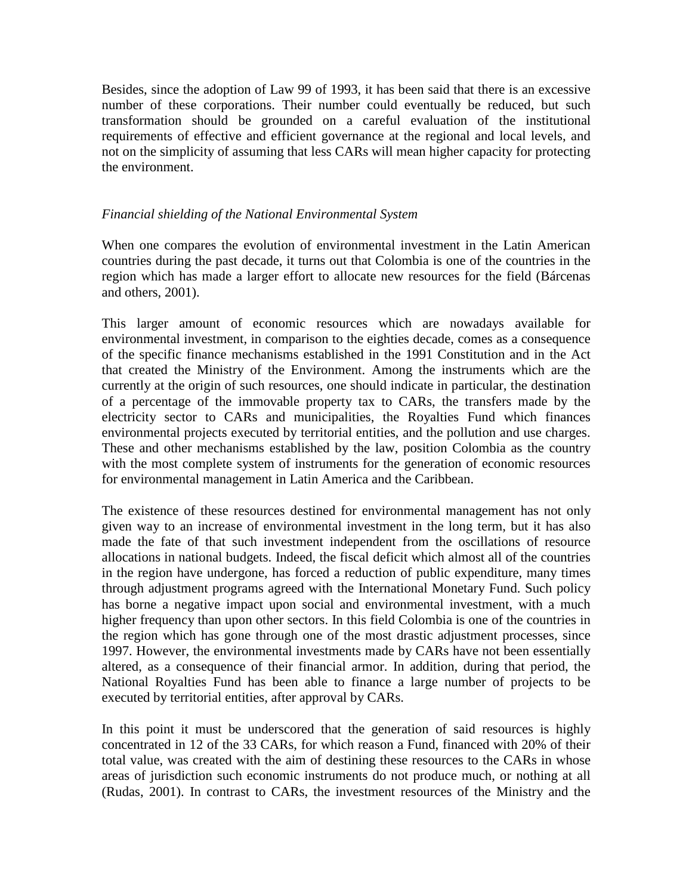Besides, since the adoption of Law 99 of 1993, it has been said that there is an excessive number of these corporations. Their number could eventually be reduced, but such transformation should be grounded on a careful evaluation of the institutional requirements of effective and efficient governance at the regional and local levels, and not on the simplicity of assuming that less CARs will mean higher capacity for protecting the environment.

*Financial shielding of the National Environmental System*

When one compares the evolution of environmental investment in the Latin American countries during the past decade, it turns out that Colombia is one of the countries in the region which has made a larger effort to allocate new resources for the field (Bárcenas and others, 2001).

This larger amount of economic resources which are nowadays available for environmental investment, in comparison to the eighties decade, comes as a consequence of the specific finance mechanisms established in the 1991 Constitution and in the Act that created the Ministry of the Environment. Among the instruments which are the currently at the origin of such resources, one should indicate in particular, the destination of a percentage of the immovable property tax to CARs, the transfers made by the electricity sector to CARs and municipalities, the Royalties Fund which finances environmental projects executed by territorial entities, and the pollution and use charges. These and other mechanisms established by the law, position Colombia as the country with the most complete system of instruments for the generation of economic resources for environmental management in Latin America and the Caribbean.

The existence of these resources destined for environmental management has not only given way to an increase of environmental investment in the long term, but it has also made the fate of that such investment independent from the oscillations of resource allocations in national budgets. Indeed, the fiscal deficit which almost all of the countries in the region have undergone, has forced a reduction of public expenditure, many times through adjustment programs agreed with the International Monetary Fund. Such policy has borne a negative impact upon social and environmental investment, with a much higher frequency than upon other sectors. In this field Colombia is one of the countries in the region which has gone through one of the most drastic adjustment processes, since 1997. However, the environmental investments made by CARs have not been essentially altered, as a consequence of their financial armor. In addition, during that period, the National Royalties Fund has been able to finance a large number of projects to be executed by territorial entities, after approval by CARs.

In this point it must be underscored that the generation of said resources is highly concentrated in 12 of the 33 CARs, for which reason a Fund, financed with 20% of their total value, was created with the aim of destining these resources to the CARs in whose areas of jurisdiction such economic instruments do not produce much, or nothing at all (Rudas, 2001). In contrast to CARs, the investment resources of the Ministry and the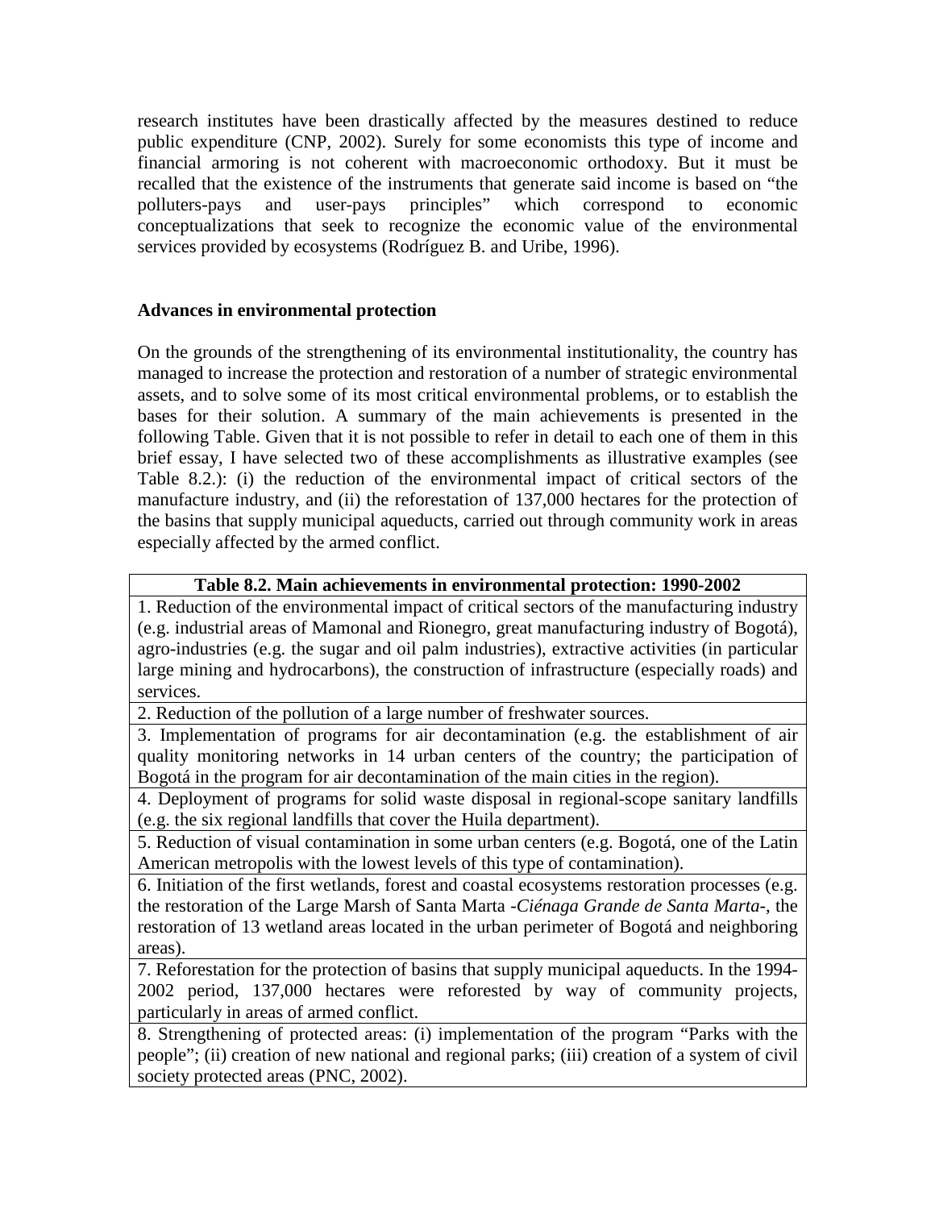research institutes have been drastically affected by the measures destined to reduce public expenditure (CNP, 2002). Surely for some economists this type of income and financial armoring is not coherent with macroeconomic orthodoxy. But it must be recalled that the existence of the instruments that generate said income is based on "the polluters-pays and user-pays principles" which correspond to economic conceptualizations that seek to recognize the economic value of the environmental services provided by ecosystems (Rodríguez B. and Uribe, 1996).

**Advances in environmental protection**

On the grounds of the strengthening of its environmental institutionality, the country has managed to increase the protection and restoration of a number of strategic environmental assets, and to solve some of its most critical environmental problems, or to establish the bases for their solution. A summary of the main achievements is presented in the following Table. Given that it is not possible to refer in detail to each one of them in this brief essay, I have selected two of these accomplishments as illustrative examples (see Table 8.2.): (i) the reduction of the environmental impact of critical sectors of the manufacture industry, and (ii) the reforestation of 137,000 hectares for the protection of the basins that supply municipal aqueducts, carried out through community work in areas especially affected by the armed conflict.

| **Table 8.2. Main achievements in environmental protection: 1990-2002** |
|---|
| 1. Reduction of the environmental impact of critical sectors of the manufacturing industry (e.g. industrial areas of Mamonal and Rionegro, great manufacturing industry of Bogotá), agro-industries (e.g. the sugar and oil palm industries), extractive activities (in particular large mining and hydrocarbons), the construction of infrastructure (especially roads) and services. |
| 2. Reduction of the pollution of a large number of freshwater sources. |
| 3. Implementation of programs for air decontamination (e.g. the establishment of air quality monitoring networks in 14 urban centers of the country; the participation of Bogotá in the program for air decontamination of the main cities in the region). |
| 4. Deployment of programs for solid waste disposal in regional-scope sanitary landfills (e.g. the six regional landfills that cover the Huila department). |
| 5. Reduction of visual contamination in some urban centers (e.g. Bogotá, one of the Latin American metropolis with the lowest levels of this type of contamination). |
| 6. Initiation of the first wetlands, forest and coastal ecosystems restoration processes (e.g. the restoration of the Large Marsh of Santa Marta -*Ciénaga Grande de Santa Marta*-, the restoration of 13 wetland areas located in the urban perimeter of Bogotá and neighboring areas). |
| 7. Reforestation for the protection of basins that supply municipal aqueducts. In the 1994-2002 period, 137,000 hectares were reforested by way of community projects, particularly in areas of armed conflict. |
| 8. Strengthening of protected areas: (i) implementation of the program "Parks with the people"; (ii) creation of new national and regional parks; (iii) creation of a system of civil society protected areas (PNC, 2002). |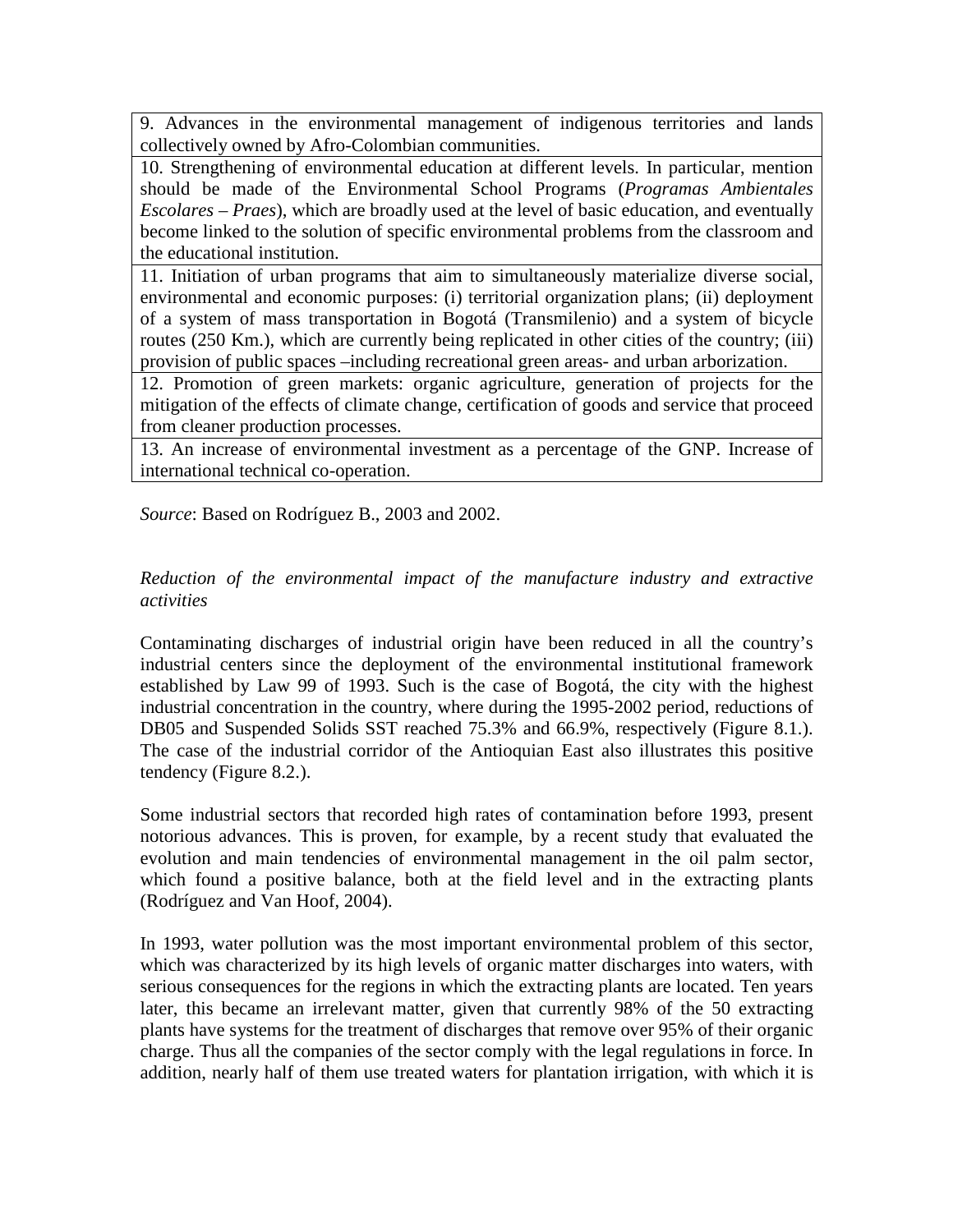| |
|---|
| 9. Advances in the environmental management of indigenous territories and lands collectively owned by Afro-Colombian communities. |
| 10. Strengthening of environmental education at different levels. In particular, mention should be made of the Environmental School Programs (*Programas Ambientales Escolares – Praes*), which are broadly used at the level of basic education, and eventually become linked to the solution of specific environmental problems from the classroom and the educational institution. |
| 11. Initiation of urban programs that aim to simultaneously materialize diverse social, environmental and economic purposes: (i) territorial organization plans; (ii) deployment of a system of mass transportation in Bogotá (Transmilenio) and a system of bicycle routes (250 Km.), which are currently being replicated in other cities of the country; (iii) provision of public spaces –including recreational green areas- and urban arborization. |
| 12. Promotion of green markets: organic agriculture, generation of projects for the mitigation of the effects of climate change, certification of goods and service that proceed from cleaner production processes. |
| 13. An increase of environmental investment as a percentage of the GNP. Increase of international technical co-operation. |

*Source*: Based on Rodríguez B., 2003 and 2002.

*Reduction of the environmental impact of the manufacture industry and extractive activities*

Contaminating discharges of industrial origin have been reduced in all the country's industrial centers since the deployment of the environmental institutional framework established by Law 99 of 1993. Such is the case of Bogotá, the city with the highest industrial concentration in the country, where during the 1995-2002 period, reductions of DB05 and Suspended Solids SST reached 75.3% and 66.9%, respectively (Figure 8.1.). The case of the industrial corridor of the Antioquian East also illustrates this positive tendency (Figure 8.2.).

Some industrial sectors that recorded high rates of contamination before 1993, present notorious advances. This is proven, for example, by a recent study that evaluated the evolution and main tendencies of environmental management in the oil palm sector, which found a positive balance, both at the field level and in the extracting plants (Rodríguez and Van Hoof, 2004).

In 1993, water pollution was the most important environmental problem of this sector, which was characterized by its high levels of organic matter discharges into waters, with serious consequences for the regions in which the extracting plants are located. Ten years later, this became an irrelevant matter, given that currently 98% of the 50 extracting plants have systems for the treatment of discharges that remove over 95% of their organic charge. Thus all the companies of the sector comply with the legal regulations in force. In addition, nearly half of them use treated waters for plantation irrigation, with which it is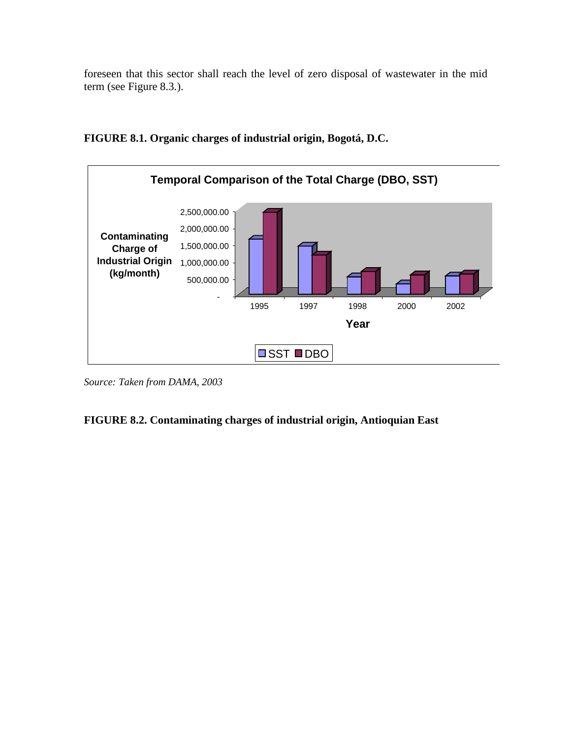foreseen that this sector shall reach the level of zero disposal of wastewater in the mid term (see Figure 8.3.).

**FIGURE 8.1. Organic charges of industrial origin, Bogotá, D.C.**

*Source: Taken from DAMA, 2003*

**FIGURE 8.2. Contaminating charges of industrial origin, Antioquian East**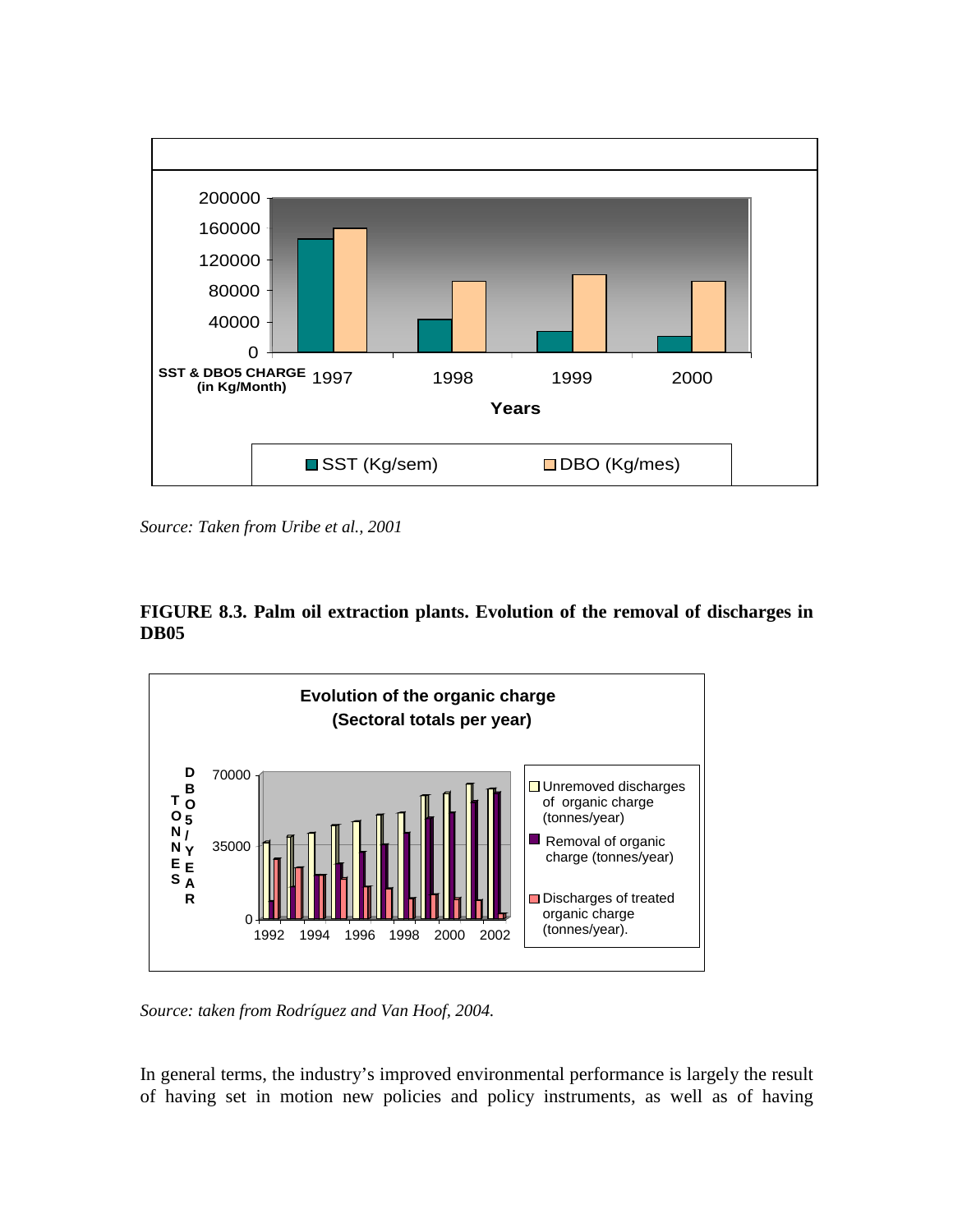Source: *Taken from Uribe et al., 2001*

**FIGURE 8.3. Palm oil extraction plants. Evolution of the removal of discharges in DB05**

Source: *taken from Rodríguez and Van Hoof, 2004.*

In general terms, the industry's improved environmental performance is largely the result of having set in motion new policies and policy instruments, as well as of having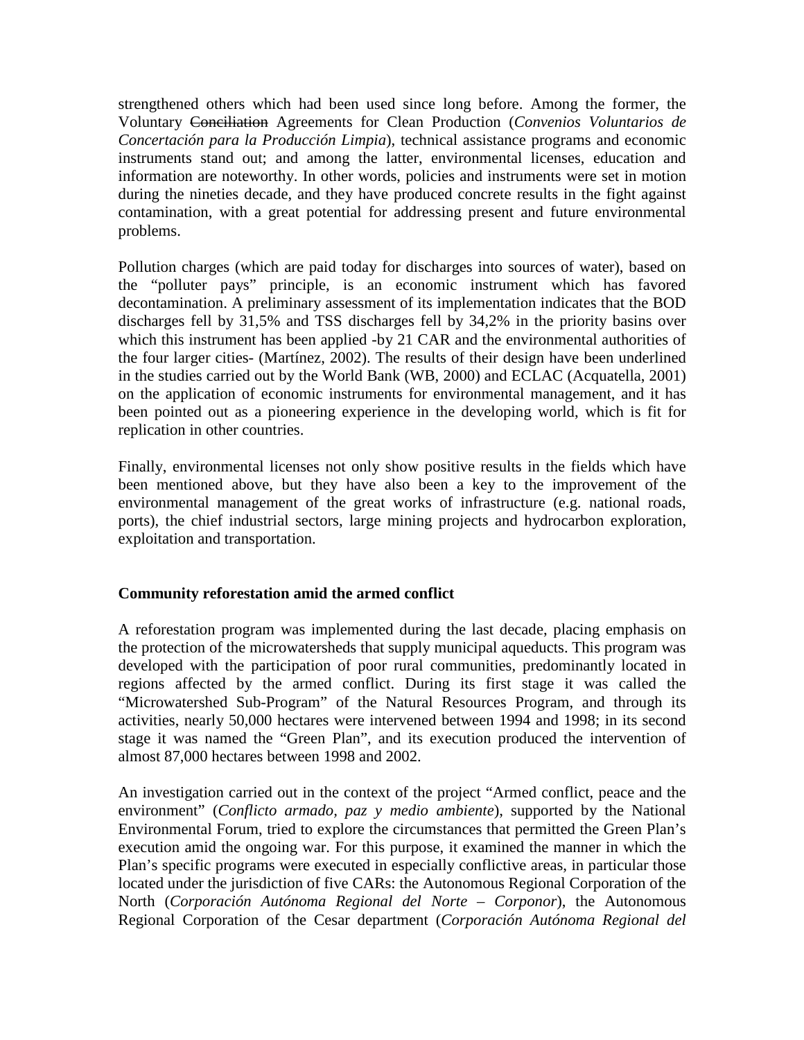strengthened others which had been used since long before. Among the former, the Voluntary ~~Conciliation~~ Agreements for Clean Production (*Convenios Voluntarios de Concertación para la Producción Limpia*), technical assistance programs and economic instruments stand out; and among the latter, environmental licenses, education and information are noteworthy. In other words, policies and instruments were set in motion during the nineties decade, and they have produced concrete results in the fight against contamination, with a great potential for addressing present and future environmental problems.

Pollution charges (which are paid today for discharges into sources of water), based on the "polluter pays" principle, is an economic instrument which has favored decontamination. A preliminary assessment of its implementation indicates that the BOD discharges fell by 31,5% and TSS discharges fell by 34,2% in the priority basins over which this instrument has been applied -by 21 CAR and the environmental authorities of the four larger cities- (Martínez, 2002). The results of their design have been underlined in the studies carried out by the World Bank (WB, 2000) and ECLAC (Acquatella, 2001) on the application of economic instruments for environmental management, and it has been pointed out as a pioneering experience in the developing world, which is fit for replication in other countries.

Finally, environmental licenses not only show positive results in the fields which have been mentioned above, but they have also been a key to the improvement of the environmental management of the great works of infrastructure (e.g. national roads, ports), the chief industrial sectors, large mining projects and hydrocarbon exploration, exploitation and transportation.

**Community reforestation amid the armed conflict**

A reforestation program was implemented during the last decade, placing emphasis on the protection of the microwatersheds that supply municipal aqueducts. This program was developed with the participation of poor rural communities, predominantly located in regions affected by the armed conflict. During its first stage it was called the "Microwatershed Sub-Program" of the Natural Resources Program, and through its activities, nearly 50,000 hectares were intervened between 1994 and 1998; in its second stage it was named the "Green Plan", and its execution produced the intervention of almost 87,000 hectares between 1998 and 2002.

An investigation carried out in the context of the project "Armed conflict, peace and the environment" (*Conflicto armado, paz y medio ambiente*), supported by the National Environmental Forum, tried to explore the circumstances that permitted the Green Plan's execution amid the ongoing war. For this purpose, it examined the manner in which the Plan's specific programs were executed in especially conflictive areas, in particular those located under the jurisdiction of five CARs: the Autonomous Regional Corporation of the North (*Corporación Autónoma Regional del Norte – Corponor*), the Autonomous Regional Corporation of the Cesar department (*Corporación Autónoma Regional del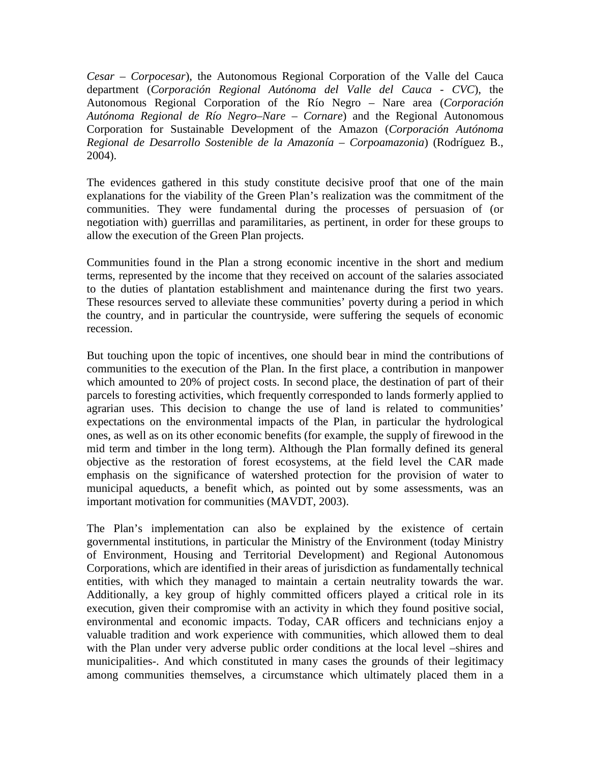*Cesar – Corpocesar*), the Autonomous Regional Corporation of the Valle del Cauca department (*Corporación Regional Autónoma del Valle del Cauca - CVC*), the Autonomous Regional Corporation of the Río Negro – Nare area (*Corporación Autónoma Regional de Río Negro–Nare – Cornare*) and the Regional Autonomous Corporation for Sustainable Development of the Amazon (*Corporación Autónoma Regional de Desarrollo Sostenible de la Amazonía – Corpoamazonia*) (Rodríguez B., 2004).

The evidences gathered in this study constitute decisive proof that one of the main explanations for the viability of the Green Plan's realization was the commitment of the communities. They were fundamental during the processes of persuasion of (or negotiation with) guerrillas and paramilitaries, as pertinent, in order for these groups to allow the execution of the Green Plan projects.

Communities found in the Plan a strong economic incentive in the short and medium terms, represented by the income that they received on account of the salaries associated to the duties of plantation establishment and maintenance during the first two years. These resources served to alleviate these communities' poverty during a period in which the country, and in particular the countryside, were suffering the sequels of economic recession.

But touching upon the topic of incentives, one should bear in mind the contributions of communities to the execution of the Plan. In the first place, a contribution in manpower which amounted to 20% of project costs. In second place, the destination of part of their parcels to foresting activities, which frequently corresponded to lands formerly applied to agrarian uses. This decision to change the use of land is related to communities' expectations on the environmental impacts of the Plan, in particular the hydrological ones, as well as on its other economic benefits (for example, the supply of firewood in the mid term and timber in the long term). Although the Plan formally defined its general objective as the restoration of forest ecosystems, at the field level the CAR made emphasis on the significance of watershed protection for the provision of water to municipal aqueducts, a benefit which, as pointed out by some assessments, was an important motivation for communities (MAVDT, 2003).

The Plan's implementation can also be explained by the existence of certain governmental institutions, in particular the Ministry of the Environment (today Ministry of Environment, Housing and Territorial Development) and Regional Autonomous Corporations, which are identified in their areas of jurisdiction as fundamentally technical entities, with which they managed to maintain a certain neutrality towards the war. Additionally, a key group of highly committed officers played a critical role in its execution, given their compromise with an activity in which they found positive social, environmental and economic impacts. Today, CAR officers and technicians enjoy a valuable tradition and work experience with communities, which allowed them to deal with the Plan under very adverse public order conditions at the local level –shires and municipalities-. And which constituted in many cases the grounds of their legitimacy among communities themselves, a circumstance which ultimately placed them in a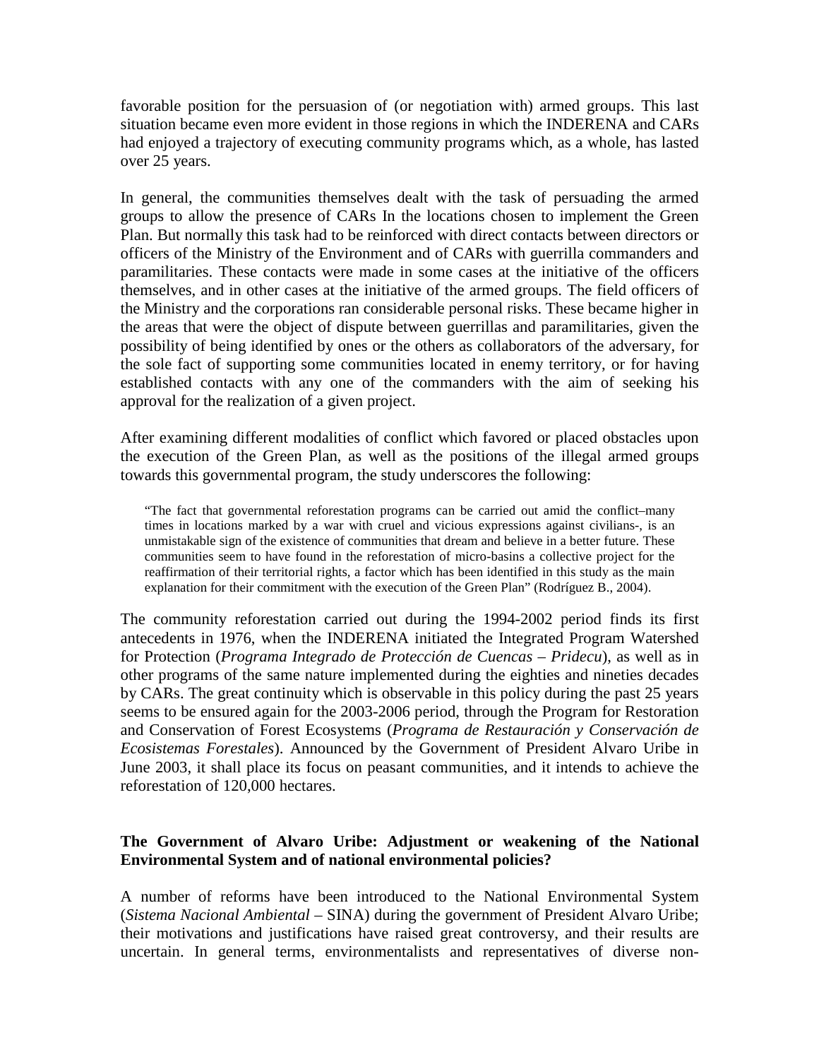favorable position for the persuasion of (or negotiation with) armed groups. This last situation became even more evident in those regions in which the INDERENA and CARs had enjoyed a trajectory of executing community programs which, as a whole, has lasted over 25 years.

In general, the communities themselves dealt with the task of persuading the armed groups to allow the presence of CARs In the locations chosen to implement the Green Plan. But normally this task had to be reinforced with direct contacts between directors or officers of the Ministry of the Environment and of CARs with guerrilla commanders and paramilitaries. These contacts were made in some cases at the initiative of the officers themselves, and in other cases at the initiative of the armed groups. The field officers of the Ministry and the corporations ran considerable personal risks. These became higher in the areas that were the object of dispute between guerrillas and paramilitaries, given the possibility of being identified by ones or the others as collaborators of the adversary, for the sole fact of supporting some communities located in enemy territory, or for having established contacts with any one of the commanders with the aim of seeking his approval for the realization of a given project.

After examining different modalities of conflict which favored or placed obstacles upon the execution of the Green Plan, as well as the positions of the illegal armed groups towards this governmental program, the study underscores the following:

> "The fact that governmental reforestation programs can be carried out amid the conflict–many times in locations marked by a war with cruel and vicious expressions against civilians-, is an unmistakable sign of the existence of communities that dream and believe in a better future. These communities seem to have found in the reforestation of micro-basins a collective project for the reaffirmation of their territorial rights, a factor which has been identified in this study as the main explanation for their commitment with the execution of the Green Plan" (Rodríguez B., 2004).

The community reforestation carried out during the 1994-2002 period finds its first antecedents in 1976, when the INDERENA initiated the Integrated Program Watershed for Protection (*Programa Integrado de Protección de Cuencas – Pridecu*), as well as in other programs of the same nature implemented during the eighties and nineties decades by CARs. The great continuity which is observable in this policy during the past 25 years seems to be ensured again for the 2003-2006 period, through the Program for Restoration and Conservation of Forest Ecosystems (*Programa de Restauración y Conservación de Ecosistemas Forestales*). Announced by the Government of President Alvaro Uribe in June 2003, it shall place its focus on peasant communities, and it intends to achieve the reforestation of 120,000 hectares.

## The Government of Alvaro Uribe: Adjustment or weakening of the National Environmental System and of national environmental policies?

A number of reforms have been introduced to the National Environmental System (*Sistema Nacional Ambiental* – SINA) during the government of President Alvaro Uribe; their motivations and justifications have raised great controversy, and their results are uncertain. In general terms, environmentalists and representatives of diverse non-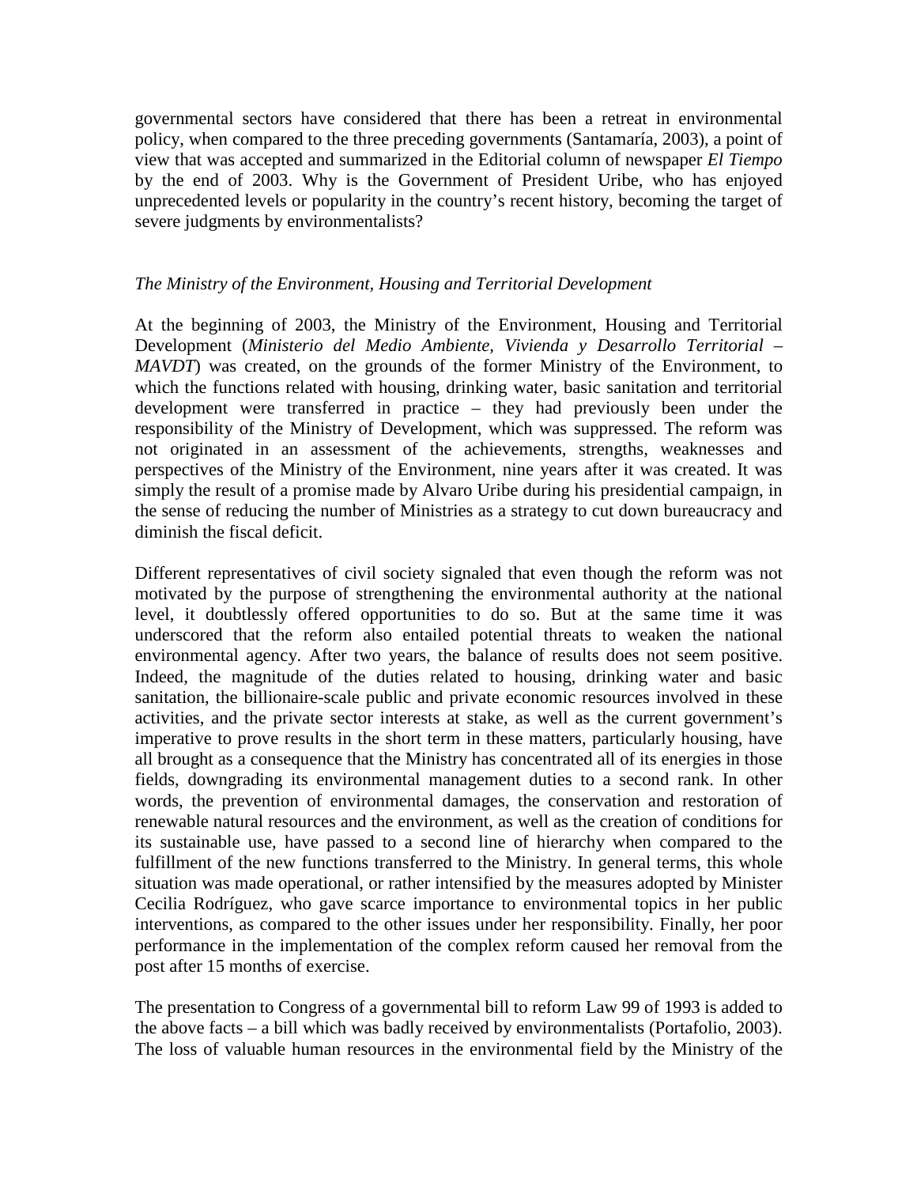governmental sectors have considered that there has been a retreat in environmental policy, when compared to the three preceding governments (Santamaría, 2003), a point of view that was accepted and summarized in the Editorial column of newspaper *El Tiempo* by the end of 2003. Why is the Government of President Uribe, who has enjoyed unprecedented levels or popularity in the country's recent history, becoming the target of severe judgments by environmentalists?

### *The Ministry of the Environment, Housing and Territorial Development*

At the beginning of 2003, the Ministry of the Environment, Housing and Territorial Development (*Ministerio del Medio Ambiente, Vivienda y Desarrollo Territorial – MAVDT*) was created, on the grounds of the former Ministry of the Environment, to which the functions related with housing, drinking water, basic sanitation and territorial development were transferred in practice – they had previously been under the responsibility of the Ministry of Development, which was suppressed. The reform was not originated in an assessment of the achievements, strengths, weaknesses and perspectives of the Ministry of the Environment, nine years after it was created. It was simply the result of a promise made by Alvaro Uribe during his presidential campaign, in the sense of reducing the number of Ministries as a strategy to cut down bureaucracy and diminish the fiscal deficit.

Different representatives of civil society signaled that even though the reform was not motivated by the purpose of strengthening the environmental authority at the national level, it doubtlessly offered opportunities to do so. But at the same time it was underscored that the reform also entailed potential threats to weaken the national environmental agency. After two years, the balance of results does not seem positive. Indeed, the magnitude of the duties related to housing, drinking water and basic sanitation, the billionaire-scale public and private economic resources involved in these activities, and the private sector interests at stake, as well as the current government's imperative to prove results in the short term in these matters, particularly housing, have all brought as a consequence that the Ministry has concentrated all of its energies in those fields, downgrading its environmental management duties to a second rank. In other words, the prevention of environmental damages, the conservation and restoration of renewable natural resources and the environment, as well as the creation of conditions for its sustainable use, have passed to a second line of hierarchy when compared to the fulfillment of the new functions transferred to the Ministry. In general terms, this whole situation was made operational, or rather intensified by the measures adopted by Minister Cecilia Rodríguez, who gave scarce importance to environmental topics in her public interventions, as compared to the other issues under her responsibility. Finally, her poor performance in the implementation of the complex reform caused her removal from the post after 15 months of exercise.

The presentation to Congress of a governmental bill to reform Law 99 of 1993 is added to the above facts – a bill which was badly received by environmentalists (Portafolio, 2003). The loss of valuable human resources in the environmental field by the Ministry of the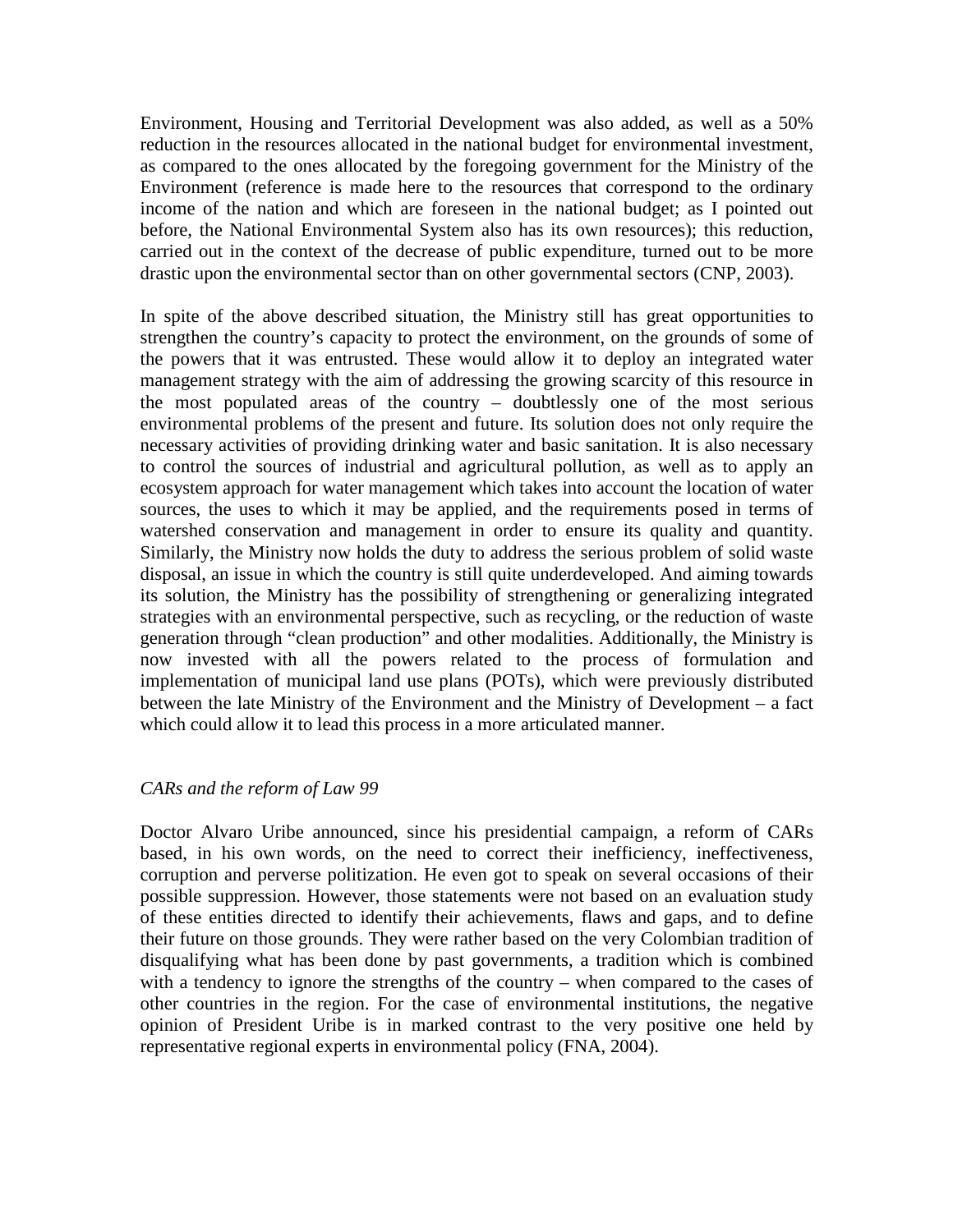Environment, Housing and Territorial Development was also added, as well as a 50% reduction in the resources allocated in the national budget for environmental investment, as compared to the ones allocated by the foregoing government for the Ministry of the Environment (reference is made here to the resources that correspond to the ordinary income of the nation and which are foreseen in the national budget; as I pointed out before, the National Environmental System also has its own resources); this reduction, carried out in the context of the decrease of public expenditure, turned out to be more drastic upon the environmental sector than on other governmental sectors (CNP, 2003).

In spite of the above described situation, the Ministry still has great opportunities to strengthen the country's capacity to protect the environment, on the grounds of some of the powers that it was entrusted. These would allow it to deploy an integrated water management strategy with the aim of addressing the growing scarcity of this resource in the most populated areas of the country – doubtlessly one of the most serious environmental problems of the present and future. Its solution does not only require the necessary activities of providing drinking water and basic sanitation. It is also necessary to control the sources of industrial and agricultural pollution, as well as to apply an ecosystem approach for water management which takes into account the location of water sources, the uses to which it may be applied, and the requirements posed in terms of watershed conservation and management in order to ensure its quality and quantity. Similarly, the Ministry now holds the duty to address the serious problem of solid waste disposal, an issue in which the country is still quite underdeveloped. And aiming towards its solution, the Ministry has the possibility of strengthening or generalizing integrated strategies with an environmental perspective, such as recycling, or the reduction of waste generation through "clean production" and other modalities. Additionally, the Ministry is now invested with all the powers related to the process of formulation and implementation of municipal land use plans (POTs), which were previously distributed between the late Ministry of the Environment and the Ministry of Development – a fact which could allow it to lead this process in a more articulated manner.

*CARs and the reform of Law 99*

Doctor Alvaro Uribe announced, since his presidential campaign, a reform of CARs based, in his own words, on the need to correct their inefficiency, ineffectiveness, corruption and perverse politization. He even got to speak on several occasions of their possible suppression. However, those statements were not based on an evaluation study of these entities directed to identify their achievements, flaws and gaps, and to define their future on those grounds. They were rather based on the very Colombian tradition of disqualifying what has been done by past governments, a tradition which is combined with a tendency to ignore the strengths of the country – when compared to the cases of other countries in the region. For the case of environmental institutions, the negative opinion of President Uribe is in marked contrast to the very positive one held by representative regional experts in environmental policy (FNA, 2004).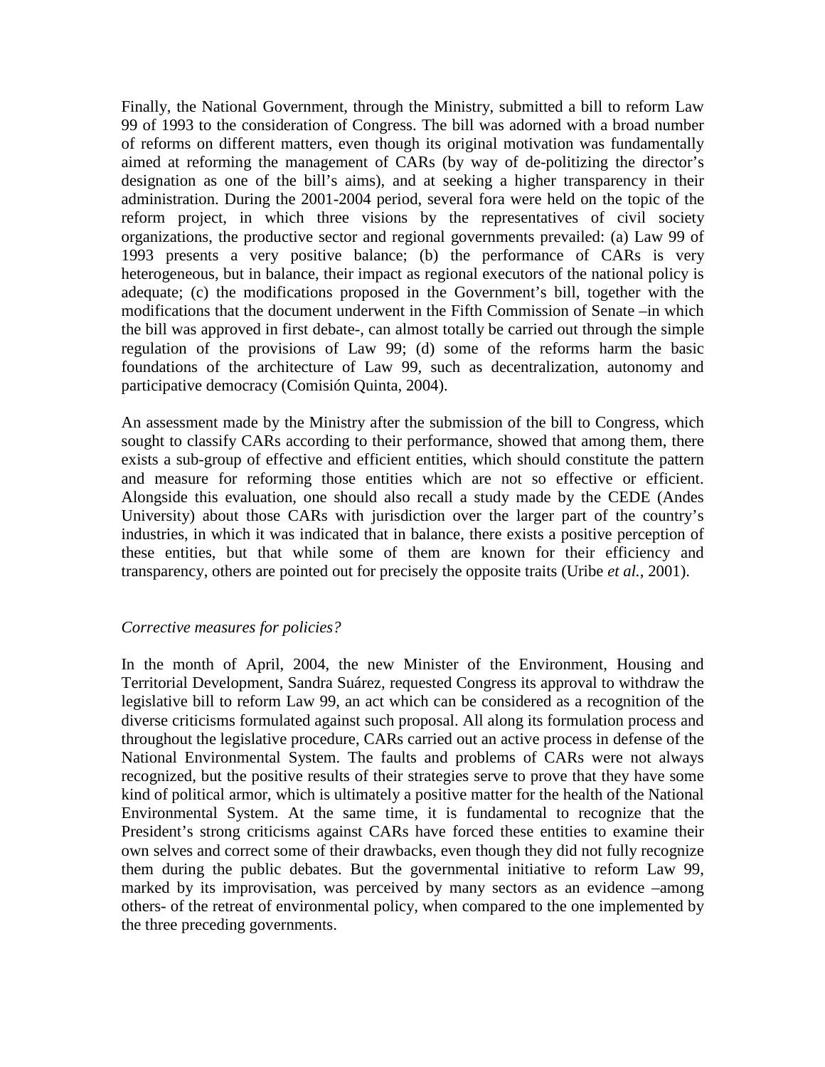Finally, the National Government, through the Ministry, submitted a bill to reform Law 99 of 1993 to the consideration of Congress. The bill was adorned with a broad number of reforms on different matters, even though its original motivation was fundamentally aimed at reforming the management of CARs (by way of de-politizing the director's designation as one of the bill's aims), and at seeking a higher transparency in their administration. During the 2001-2004 period, several fora were held on the topic of the reform project, in which three visions by the representatives of civil society organizations, the productive sector and regional governments prevailed: (a) Law 99 of 1993 presents a very positive balance; (b) the performance of CARs is very heterogeneous, but in balance, their impact as regional executors of the national policy is adequate; (c) the modifications proposed in the Government's bill, together with the modifications that the document underwent in the Fifth Commission of Senate –in which the bill was approved in first debate-, can almost totally be carried out through the simple regulation of the provisions of Law 99; (d) some of the reforms harm the basic foundations of the architecture of Law 99, such as decentralization, autonomy and participative democracy (Comisión Quinta, 2004).

An assessment made by the Ministry after the submission of the bill to Congress, which sought to classify CARs according to their performance, showed that among them, there exists a sub-group of effective and efficient entities, which should constitute the pattern and measure for reforming those entities which are not so effective or efficient. Alongside this evaluation, one should also recall a study made by the CEDE (Andes University) about those CARs with jurisdiction over the larger part of the country's industries, in which it was indicated that in balance, there exists a positive perception of these entities, but that while some of them are known for their efficiency and transparency, others are pointed out for precisely the opposite traits (Uribe *et al.*, 2001).

*Corrective measures for policies?*

In the month of April, 2004, the new Minister of the Environment, Housing and Territorial Development, Sandra Suárez, requested Congress its approval to withdraw the legislative bill to reform Law 99, an act which can be considered as a recognition of the diverse criticisms formulated against such proposal. All along its formulation process and throughout the legislative procedure, CARs carried out an active process in defense of the National Environmental System. The faults and problems of CARs were not always recognized, but the positive results of their strategies serve to prove that they have some kind of political armor, which is ultimately a positive matter for the health of the National Environmental System. At the same time, it is fundamental to recognize that the President's strong criticisms against CARs have forced these entities to examine their own selves and correct some of their drawbacks, even though they did not fully recognize them during the public debates. But the governmental initiative to reform Law 99, marked by its improvisation, was perceived by many sectors as an evidence –among others- of the retreat of environmental policy, when compared to the one implemented by the three preceding governments.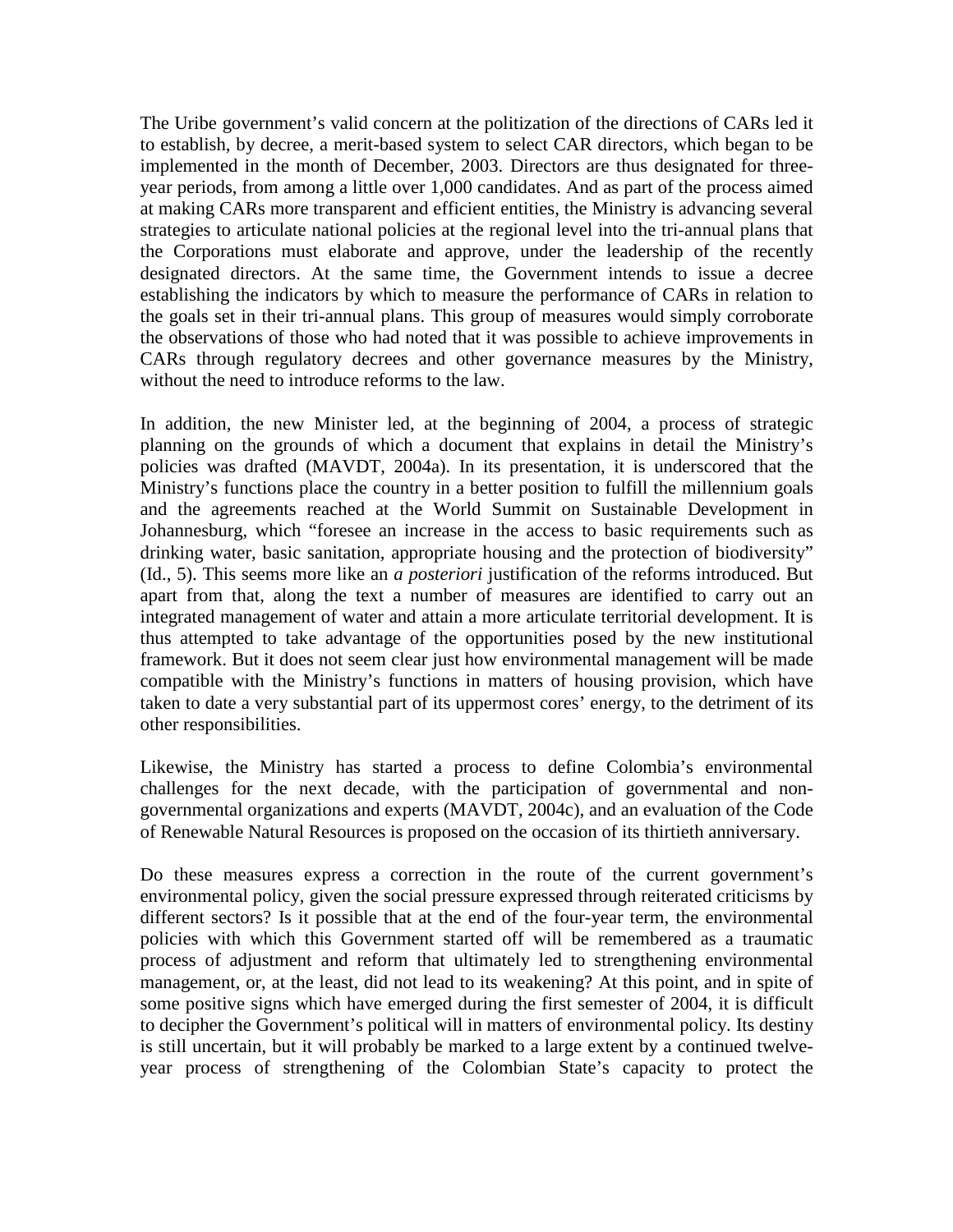The Uribe government's valid concern at the politization of the directions of CARs led it to establish, by decree, a merit-based system to select CAR directors, which began to be implemented in the month of December, 2003. Directors are thus designated for three-year periods, from among a little over 1,000 candidates. And as part of the process aimed at making CARs more transparent and efficient entities, the Ministry is advancing several strategies to articulate national policies at the regional level into the tri-annual plans that the Corporations must elaborate and approve, under the leadership of the recently designated directors. At the same time, the Government intends to issue a decree establishing the indicators by which to measure the performance of CARs in relation to the goals set in their tri-annual plans. This group of measures would simply corroborate the observations of those who had noted that it was possible to achieve improvements in CARs through regulatory decrees and other governance measures by the Ministry, without the need to introduce reforms to the law.

In addition, the new Minister led, at the beginning of 2004, a process of strategic planning on the grounds of which a document that explains in detail the Ministry's policies was drafted (MAVDT, 2004a). In its presentation, it is underscored that the Ministry's functions place the country in a better position to fulfill the millennium goals and the agreements reached at the World Summit on Sustainable Development in Johannesburg, which "foresee an increase in the access to basic requirements such as drinking water, basic sanitation, appropriate housing and the protection of biodiversity" (Id., 5). This seems more like an *a posteriori* justification of the reforms introduced. But apart from that, along the text a number of measures are identified to carry out an integrated management of water and attain a more articulate territorial development. It is thus attempted to take advantage of the opportunities posed by the new institutional framework. But it does not seem clear just how environmental management will be made compatible with the Ministry's functions in matters of housing provision, which have taken to date a very substantial part of its uppermost cores' energy, to the detriment of its other responsibilities.

Likewise, the Ministry has started a process to define Colombia's environmental challenges for the next decade, with the participation of governmental and non-governmental organizations and experts (MAVDT, 2004c), and an evaluation of the Code of Renewable Natural Resources is proposed on the occasion of its thirtieth anniversary.

Do these measures express a correction in the route of the current government's environmental policy, given the social pressure expressed through reiterated criticisms by different sectors? Is it possible that at the end of the four-year term, the environmental policies with which this Government started off will be remembered as a traumatic process of adjustment and reform that ultimately led to strengthening environmental management, or, at the least, did not lead to its weakening? At this point, and in spite of some positive signs which have emerged during the first semester of 2004, it is difficult to decipher the Government's political will in matters of environmental policy. Its destiny is still uncertain, but it will probably be marked to a large extent by a continued twelve-year process of strengthening of the Colombian State's capacity to protect the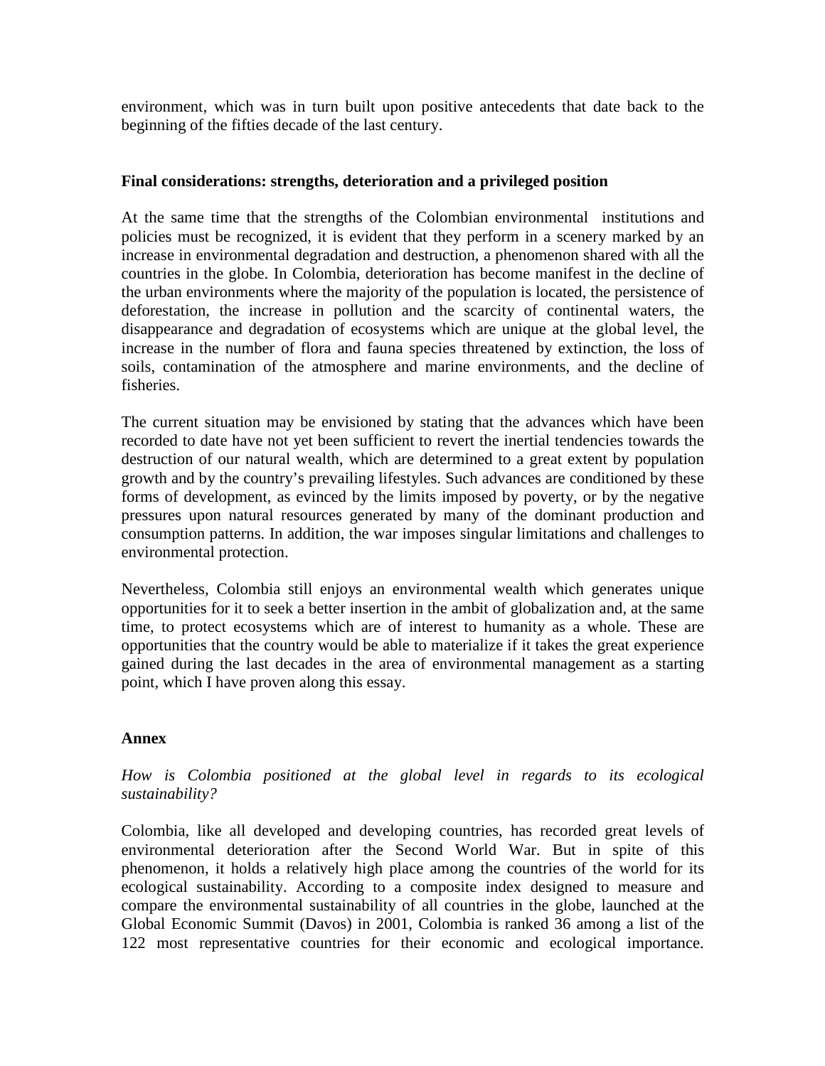environment, which was in turn built upon positive antecedents that date back to the beginning of the fifties decade of the last century.

**Final considerations: strengths, deterioration and a privileged position**

At the same time that the strengths of the Colombian environmental institutions and policies must be recognized, it is evident that they perform in a scenery marked by an increase in environmental degradation and destruction, a phenomenon shared with all the countries in the globe. In Colombia, deterioration has become manifest in the decline of the urban environments where the majority of the population is located, the persistence of deforestation, the increase in pollution and the scarcity of continental waters, the disappearance and degradation of ecosystems which are unique at the global level, the increase in the number of flora and fauna species threatened by extinction, the loss of soils, contamination of the atmosphere and marine environments, and the decline of fisheries.

The current situation may be envisioned by stating that the advances which have been recorded to date have not yet been sufficient to revert the inertial tendencies towards the destruction of our natural wealth, which are determined to a great extent by population growth and by the country's prevailing lifestyles. Such advances are conditioned by these forms of development, as evinced by the limits imposed by poverty, or by the negative pressures upon natural resources generated by many of the dominant production and consumption patterns. In addition, the war imposes singular limitations and challenges to environmental protection.

Nevertheless, Colombia still enjoys an environmental wealth which generates unique opportunities for it to seek a better insertion in the ambit of globalization and, at the same time, to protect ecosystems which are of interest to humanity as a whole. These are opportunities that the country would be able to materialize if it takes the great experience gained during the last decades in the area of environmental management as a starting point, which I have proven along this essay.

**Annex**

*How is Colombia positioned at the global level in regards to its ecological sustainability?*

Colombia, like all developed and developing countries, has recorded great levels of environmental deterioration after the Second World War. But in spite of this phenomenon, it holds a relatively high place among the countries of the world for its ecological sustainability. According to a composite index designed to measure and compare the environmental sustainability of all countries in the globe, launched at the Global Economic Summit (Davos) in 2001, Colombia is ranked 36 among a list of the 122 most representative countries for their economic and ecological importance.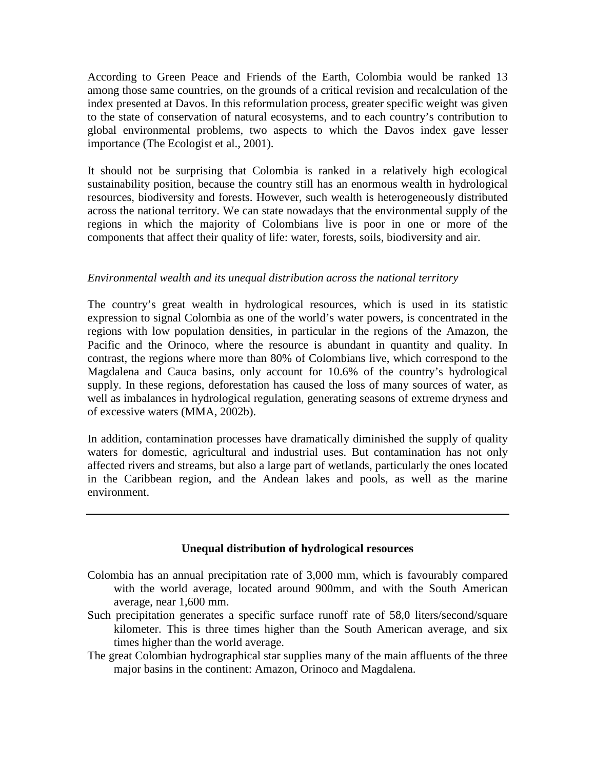According to Green Peace and Friends of the Earth, Colombia would be ranked 13 among those same countries, on the grounds of a critical revision and recalculation of the index presented at Davos. In this reformulation process, greater specific weight was given to the state of conservation of natural ecosystems, and to each country's contribution to global environmental problems, two aspects to which the Davos index gave lesser importance (The Ecologist et al., 2001).

It should not be surprising that Colombia is ranked in a relatively high ecological sustainability position, because the country still has an enormous wealth in hydrological resources, biodiversity and forests. However, such wealth is heterogeneously distributed across the national territory. We can state nowadays that the environmental supply of the regions in which the majority of Colombians live is poor in one or more of the components that affect their quality of life: water, forests, soils, biodiversity and air.

*Environmental wealth and its unequal distribution across the national territory*

The country's great wealth in hydrological resources, which is used in its statistic expression to signal Colombia as one of the world's water powers, is concentrated in the regions with low population densities, in particular in the regions of the Amazon, the Pacific and the Orinoco, where the resource is abundant in quantity and quality. In contrast, the regions where more than 80% of Colombians live, which correspond to the Magdalena and Cauca basins, only account for 10.6% of the country's hydrological supply. In these regions, deforestation has caused the loss of many sources of water, as well as imbalances in hydrological regulation, generating seasons of extreme dryness and of excessive waters (MMA, 2002b).

In addition, contamination processes have dramatically diminished the supply of quality waters for domestic, agricultural and industrial uses. But contamination has not only affected rivers and streams, but also a large part of wetlands, particularly the ones located in the Caribbean region, and the Andean lakes and pools, as well as the marine environment.

---

**Unequal distribution of hydrological resources**

Colombia has an annual precipitation rate of 3,000 mm, which is favourably compared with the world average, located around 900mm, and with the South American average, near 1,600 mm.

Such precipitation generates a specific surface runoff rate of 58,0 liters/second/square kilometer. This is three times higher than the South American average, and six times higher than the world average.

The great Colombian hydrographical star supplies many of the main affluents of the three major basins in the continent: Amazon, Orinoco and Magdalena.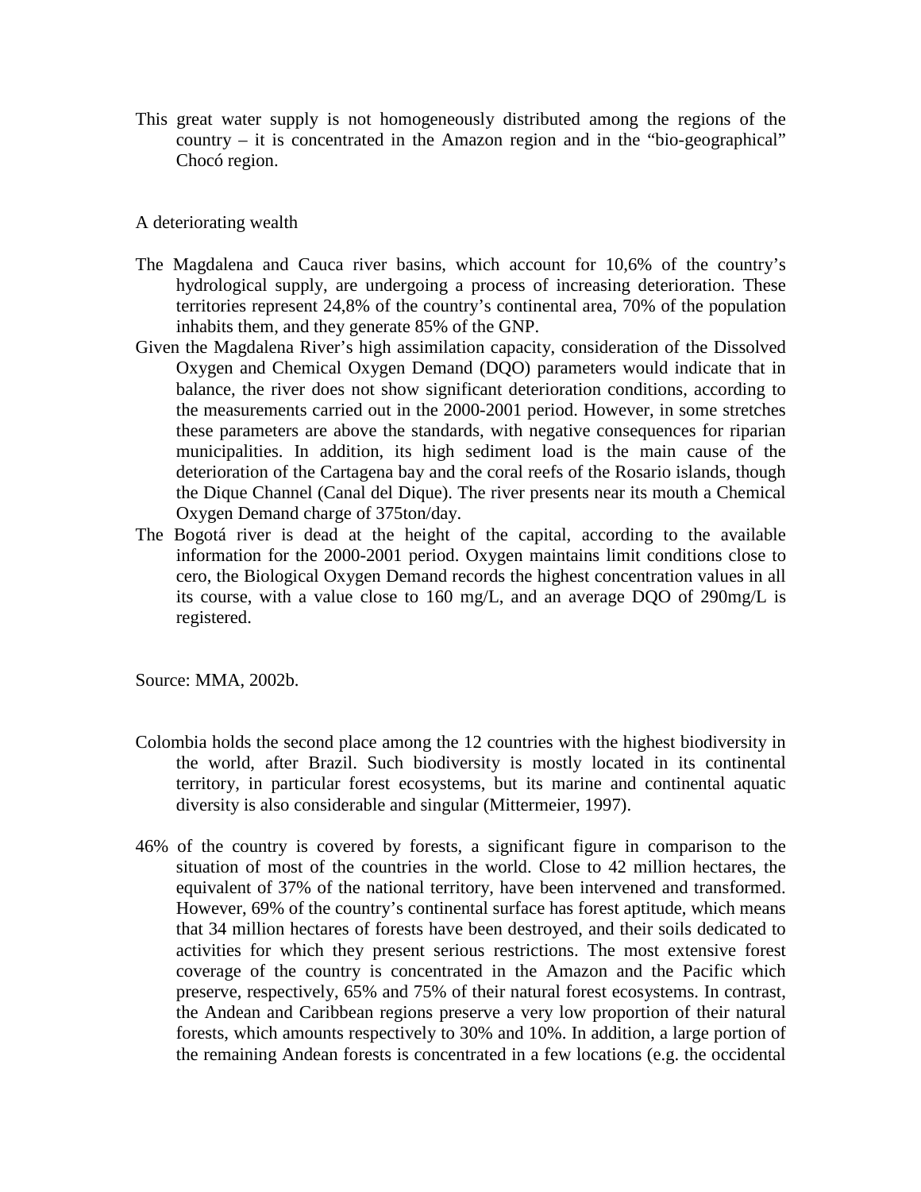This great water supply is not homogeneously distributed among the regions of the country – it is concentrated in the Amazon region and in the "bio-geographical" Chocó region.

A deteriorating wealth

The Magdalena and Cauca river basins, which account for 10,6% of the country's hydrological supply, are undergoing a process of increasing deterioration. These territories represent 24,8% of the country's continental area, 70% of the population inhabits them, and they generate 85% of the GNP.

Given the Magdalena River's high assimilation capacity, consideration of the Dissolved Oxygen and Chemical Oxygen Demand (DQO) parameters would indicate that in balance, the river does not show significant deterioration conditions, according to the measurements carried out in the 2000-2001 period. However, in some stretches these parameters are above the standards, with negative consequences for riparian municipalities. In addition, its high sediment load is the main cause of the deterioration of the Cartagena bay and the coral reefs of the Rosario islands, though the Dique Channel (Canal del Dique). The river presents near its mouth a Chemical Oxygen Demand charge of 375ton/day.

The Bogotá river is dead at the height of the capital, according to the available information for the 2000-2001 period. Oxygen maintains limit conditions close to cero, the Biological Oxygen Demand records the highest concentration values in all its course, with a value close to 160 mg/L, and an average DQO of 290mg/L is registered.

Source: MMA, 2002b.

Colombia holds the second place among the 12 countries with the highest biodiversity in the world, after Brazil. Such biodiversity is mostly located in its continental territory, in particular forest ecosystems, but its marine and continental aquatic diversity is also considerable and singular (Mittermeier, 1997).

46% of the country is covered by forests, a significant figure in comparison to the situation of most of the countries in the world. Close to 42 million hectares, the equivalent of 37% of the national territory, have been intervened and transformed. However, 69% of the country's continental surface has forest aptitude, which means that 34 million hectares of forests have been destroyed, and their soils dedicated to activities for which they present serious restrictions. The most extensive forest coverage of the country is concentrated in the Amazon and the Pacific which preserve, respectively, 65% and 75% of their natural forest ecosystems. In contrast, the Andean and Caribbean regions preserve a very low proportion of their natural forests, which amounts respectively to 30% and 10%. In addition, a large portion of the remaining Andean forests is concentrated in a few locations (e.g. the occidental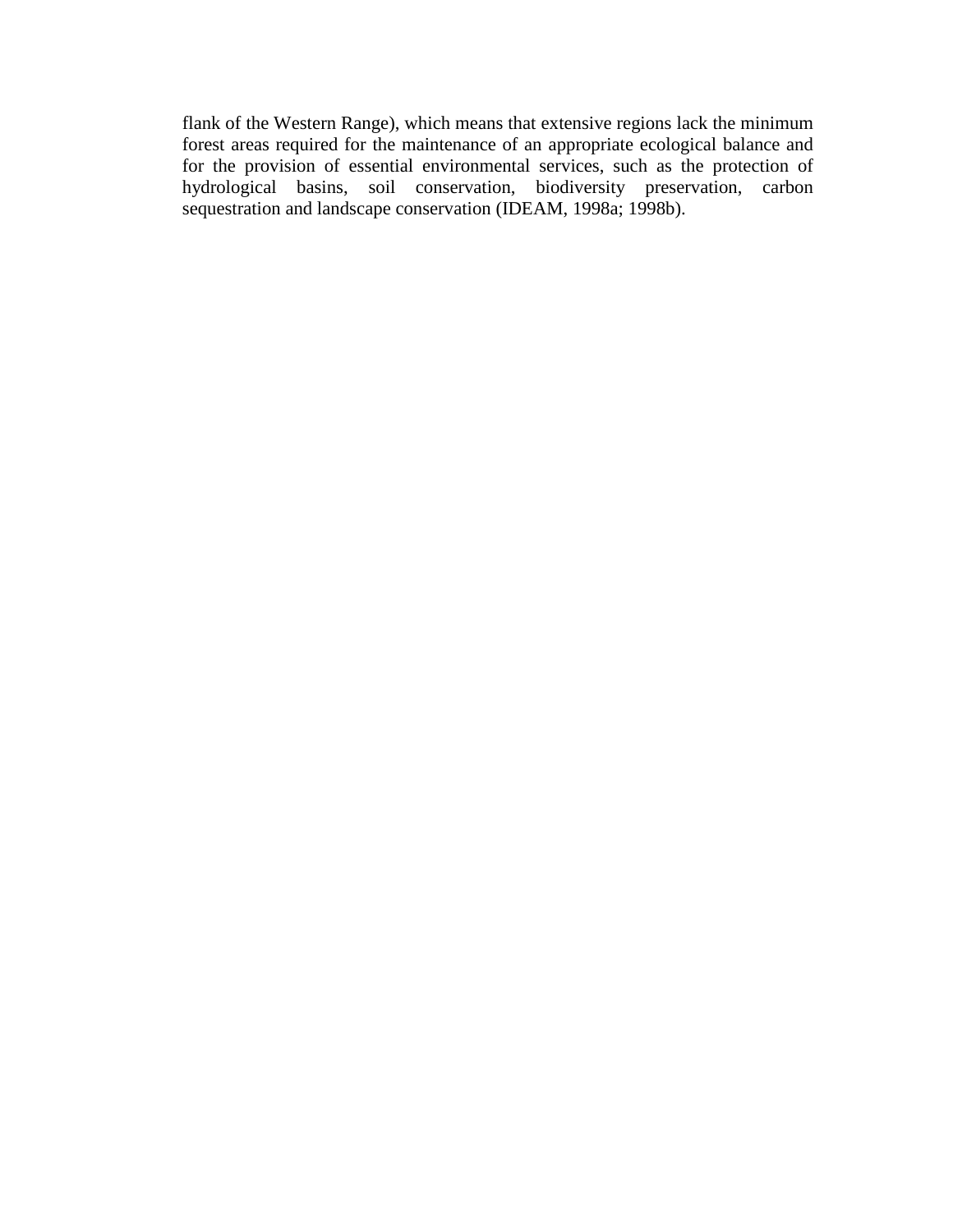flank of the Western Range), which means that extensive regions lack the minimum forest areas required for the maintenance of an appropriate ecological balance and for the provision of essential environmental services, such as the protection of hydrological basins, soil conservation, biodiversity preservation, carbon sequestration and landscape conservation (IDEAM, 1998a; 1998b).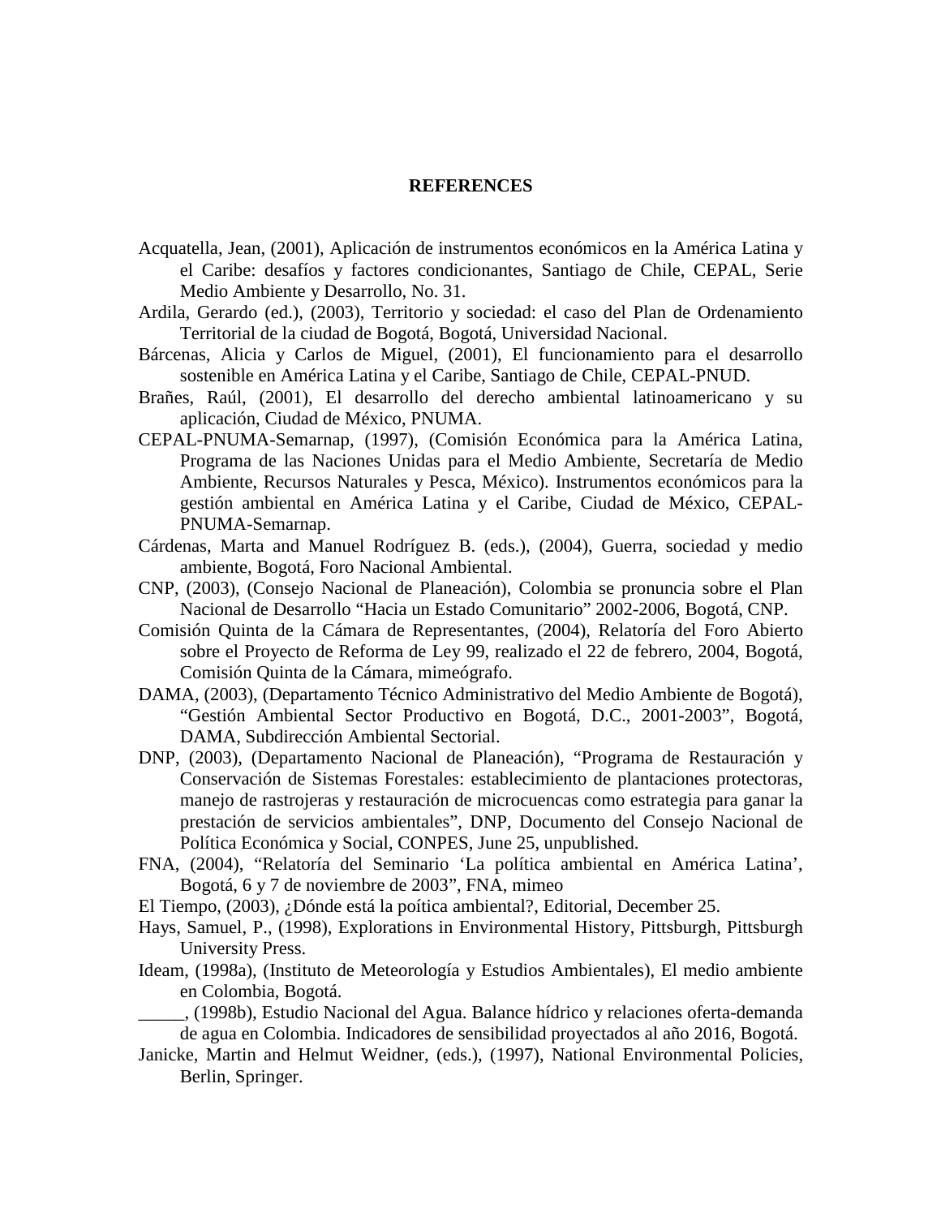## REFERENCES

Acquatella, Jean, (2001), Aplicación de instrumentos económicos en la América Latina y el Caribe: desafíos y factores condicionantes, Santiago de Chile, CEPAL, Serie Medio Ambiente y Desarrollo, No. 31.

Ardila, Gerardo (ed.), (2003), Territorio y sociedad: el caso del Plan de Ordenamiento Territorial de la ciudad de Bogotá, Bogotá, Universidad Nacional.

Bárcenas, Alicia y Carlos de Miguel, (2001), El funcionamiento para el desarrollo sostenible en América Latina y el Caribe, Santiago de Chile, CEPAL-PNUD.

Brañes, Raúl, (2001), El desarrollo del derecho ambiental latinoamericano y su aplicación, Ciudad de México, PNUMA.

CEPAL-PNUMA-Semarnap, (1997), (Comisión Económica para la América Latina, Programa de las Naciones Unidas para el Medio Ambiente, Secretaría de Medio Ambiente, Recursos Naturales y Pesca, México). Instrumentos económicos para la gestión ambiental en América Latina y el Caribe, Ciudad de México, CEPAL-PNUMA-Semarnap.

Cárdenas, Marta and Manuel Rodríguez B. (eds.), (2004), Guerra, sociedad y medio ambiente, Bogotá, Foro Nacional Ambiental.

CNP, (2003), (Consejo Nacional de Planeación), Colombia se pronuncia sobre el Plan Nacional de Desarrollo "Hacia un Estado Comunitario" 2002-2006, Bogotá, CNP.

Comisión Quinta de la Cámara de Representantes, (2004), Relatoría del Foro Abierto sobre el Proyecto de Reforma de Ley 99, realizado el 22 de febrero, 2004, Bogotá, Comisión Quinta de la Cámara, mimeógrafo.

DAMA, (2003), (Departamento Técnico Administrativo del Medio Ambiente de Bogotá), "Gestión Ambiental Sector Productivo en Bogotá, D.C., 2001-2003", Bogotá, DAMA, Subdirección Ambiental Sectorial.

DNP, (2003), (Departamento Nacional de Planeación), "Programa de Restauración y Conservación de Sistemas Forestales: establecimiento de plantaciones protectoras, manejo de rastrojeras y restauración de microcuencas como estrategia para ganar la prestación de servicios ambientales", DNP, Documento del Consejo Nacional de Política Económica y Social, CONPES, June 25, unpublished.

FNA, (2004), "Relatoría del Seminario 'La política ambiental en América Latina', Bogotá, 6 y 7 de noviembre de 2003", FNA, mimeo

El Tiempo, (2003), ¿Dónde está la poítica ambiental?, Editorial, December 25.

Hays, Samuel, P., (1998), Explorations in Environmental History, Pittsburgh, Pittsburgh University Press.

Ideam, (1998a), (Instituto de Meteorología y Estudios Ambientales), El medio ambiente en Colombia, Bogotá.

_____, (1998b), Estudio Nacional del Agua. Balance hídrico y relaciones oferta-demanda de agua en Colombia. Indicadores de sensibilidad proyectados al año 2016, Bogotá.

Janicke, Martin and Helmut Weidner, (eds.), (1997), National Environmental Policies, Berlin, Springer.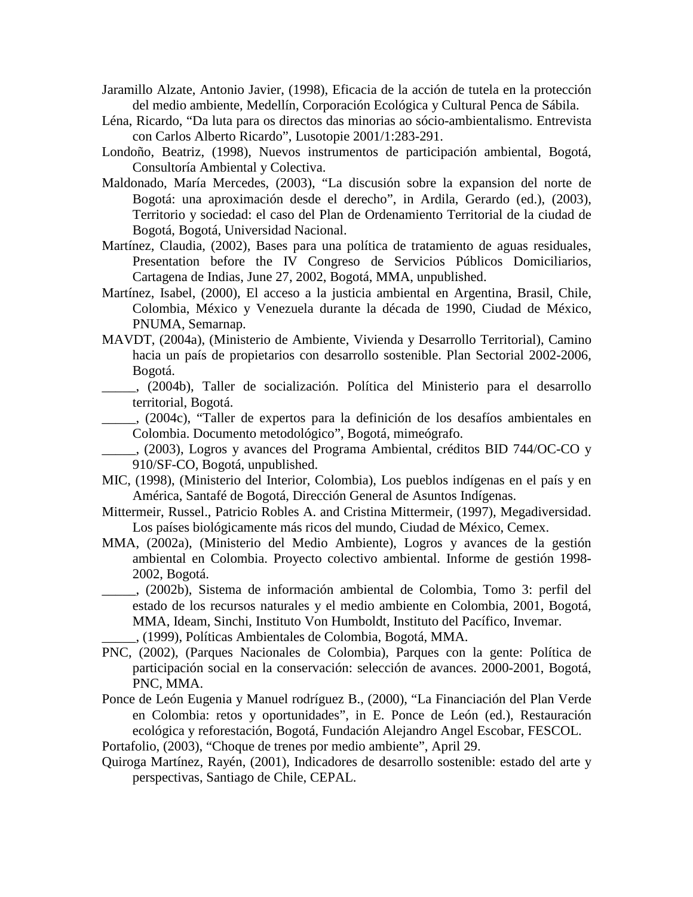Jaramillo Alzate, Antonio Javier, (1998), Eficacia de la acción de tutela en la protección del medio ambiente, Medellín, Corporación Ecológica y Cultural Penca de Sábila.

Léna, Ricardo, "Da luta para os directos das minorias ao sócio-ambientalismo. Entrevista con Carlos Alberto Ricardo", Lusotopie 2001/1:283-291.

Londoño, Beatriz, (1998), Nuevos instrumentos de participación ambiental, Bogotá, Consultoría Ambiental y Colectiva.

Maldonado, María Mercedes, (2003), "La discusión sobre la expansion del norte de Bogotá: una aproximación desde el derecho", in Ardila, Gerardo (ed.), (2003), Territorio y sociedad: el caso del Plan de Ordenamiento Territorial de la ciudad de Bogotá, Bogotá, Universidad Nacional.

Martínez, Claudia, (2002), Bases para una política de tratamiento de aguas residuales, Presentation before the IV Congreso de Servicios Públicos Domiciliarios, Cartagena de Indias, June 27, 2002, Bogotá, MMA, unpublished.

Martínez, Isabel, (2000), El acceso a la justicia ambiental en Argentina, Brasil, Chile, Colombia, México y Venezuela durante la década de 1990, Ciudad de México, PNUMA, Semarnap.

MAVDT, (2004a), (Ministerio de Ambiente, Vivienda y Desarrollo Territorial), Camino hacia un país de propietarios con desarrollo sostenible. Plan Sectorial 2002-2006, Bogotá.

_____, (2004b), Taller de socialización. Política del Ministerio para el desarrollo territorial, Bogotá.

_____, (2004c), "Taller de expertos para la definición de los desafíos ambientales en Colombia. Documento metodológico", Bogotá, mimeógrafo.

_____, (2003), Logros y avances del Programa Ambiental, créditos BID 744/OC-CO y 910/SF-CO, Bogotá, unpublished.

MIC, (1998), (Ministerio del Interior, Colombia), Los pueblos indígenas en el país y en América, Santafé de Bogotá, Dirección General de Asuntos Indígenas.

Mittermeir, Russel., Patricio Robles A. and Cristina Mittermeir, (1997), Megadiversidad. Los países biológicamente más ricos del mundo, Ciudad de México, Cemex.

MMA, (2002a), (Ministerio del Medio Ambiente), Logros y avances de la gestión ambiental en Colombia. Proyecto colectivo ambiental. Informe de gestión 1998-2002, Bogotá.

_____, (2002b), Sistema de información ambiental de Colombia, Tomo 3: perfil del estado de los recursos naturales y el medio ambiente en Colombia, 2001, Bogotá, MMA, Ideam, Sinchi, Instituto Von Humboldt, Instituto del Pacífico, Invemar.

_____, (1999), Políticas Ambientales de Colombia, Bogotá, MMA.

PNC, (2002), (Parques Nacionales de Colombia), Parques con la gente: Política de participación social en la conservación: selección de avances. 2000-2001, Bogotá, PNC, MMA.

Ponce de León Eugenia y Manuel rodríguez B., (2000), "La Financiación del Plan Verde en Colombia: retos y oportunidades", in E. Ponce de León (ed.), Restauración ecológica y reforestación, Bogotá, Fundación Alejandro Angel Escobar, FESCOL.

Portafolio, (2003), "Choque de trenes por medio ambiente", April 29.

Quiroga Martínez, Rayén, (2001), Indicadores de desarrollo sostenible: estado del arte y perspectivas, Santiago de Chile, CEPAL.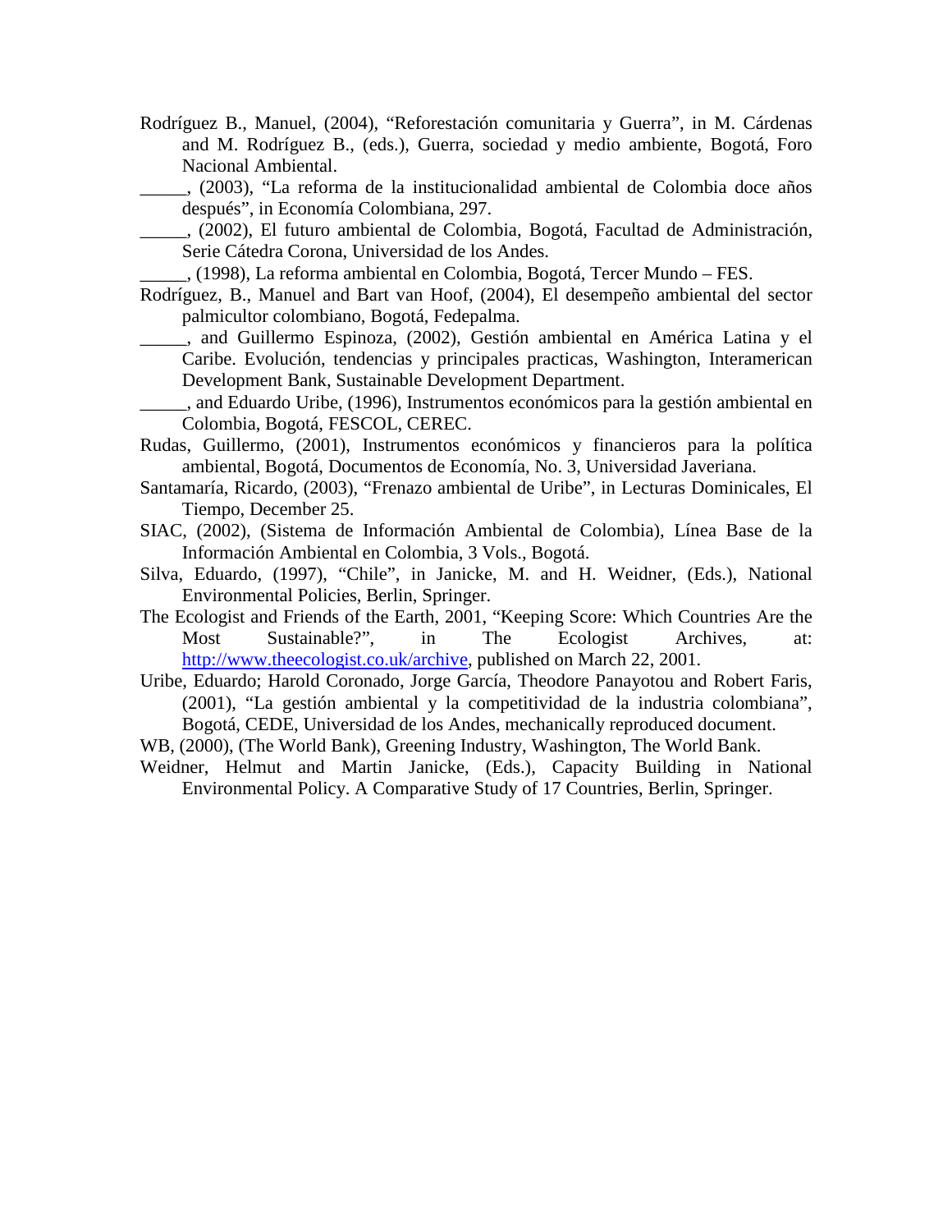Rodríguez B., Manuel, (2004), "Reforestación comunitaria y Guerra", in M. Cárdenas and M. Rodríguez B., (eds.), Guerra, sociedad y medio ambiente, Bogotá, Foro Nacional Ambiental.

_____, (2003), "La reforma de la institucionalidad ambiental de Colombia doce años después", in Economía Colombiana, 297.

_____, (2002), El futuro ambiental de Colombia, Bogotá, Facultad de Administración, Serie Cátedra Corona, Universidad de los Andes.

_____, (1998), La reforma ambiental en Colombia, Bogotá, Tercer Mundo – FES.

Rodríguez, B., Manuel and Bart van Hoof, (2004), El desempeño ambiental del sector palmicultor colombiano, Bogotá, Fedepalma.

_____, and Guillermo Espinoza, (2002), Gestión ambiental en América Latina y el Caribe. Evolución, tendencias y principales practicas, Washington, Interamerican Development Bank, Sustainable Development Department.

_____, and Eduardo Uribe, (1996), Instrumentos económicos para la gestión ambiental en Colombia, Bogotá, FESCOL, CEREC.

Rudas, Guillermo, (2001), Instrumentos económicos y financieros para la política ambiental, Bogotá, Documentos de Economía, No. 3, Universidad Javeriana.

Santamaría, Ricardo, (2003), "Frenazo ambiental de Uribe", in Lecturas Dominicales, El Tiempo, December 25.

SIAC, (2002), (Sistema de Información Ambiental de Colombia), Línea Base de la Información Ambiental en Colombia, 3 Vols., Bogotá.

Silva, Eduardo, (1997), "Chile", in Janicke, M. and H. Weidner, (Eds.), National Environmental Policies, Berlin, Springer.

The Ecologist and Friends of the Earth, 2001, "Keeping Score: Which Countries Are the Most Sustainable?", in The Ecologist Archives, at: http://www.theecologist.co.uk/archive, published on March 22, 2001.

Uribe, Eduardo; Harold Coronado, Jorge García, Theodore Panayotou and Robert Faris, (2001), "La gestión ambiental y la competitividad de la industria colombiana", Bogotá, CEDE, Universidad de los Andes, mechanically reproduced document.

WB, (2000), (The World Bank), Greening Industry, Washington, The World Bank.

Weidner, Helmut and Martin Janicke, (Eds.), Capacity Building in National Environmental Policy. A Comparative Study of 17 Countries, Berlin, Springer.